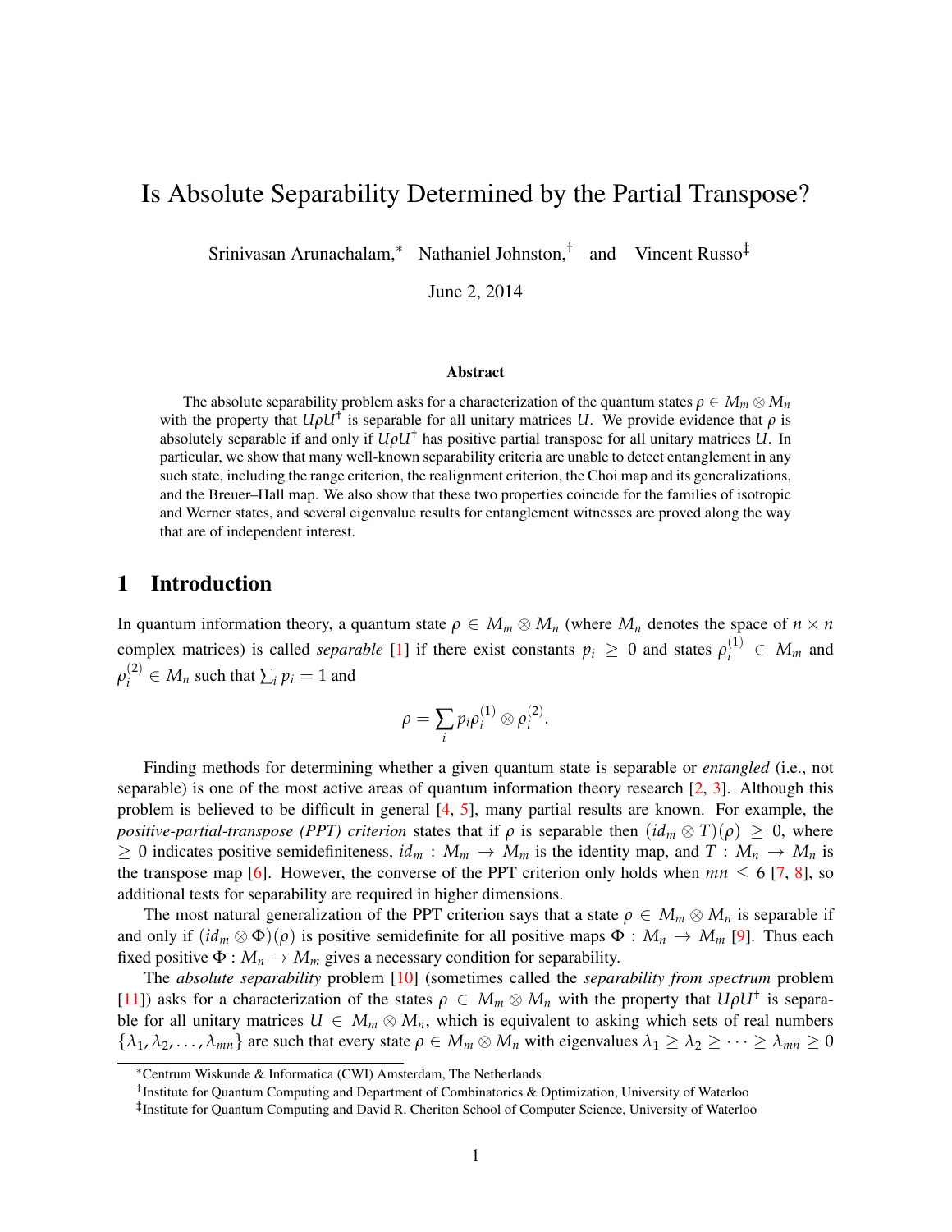# Is Absolute Separability Determined by the Partial Transpose?

Srinivasan Arunachalam,* Nathaniel Johnston,† and Vincent Russo‡

June 2, 2014

### Abstract

The absolute separability problem asks for a characterization of the quantum states $\rho \in M_m \otimes M_n$ with the property that $U\rho U^\dagger$ is separable for all unitary matrices $U$. We provide evidence that $\rho$ is absolutely separable if and only if $U\rho U^\dagger$ has positive partial transpose for all unitary matrices $U$. In particular, we show that many well-known separability criteria are unable to detect entanglement in any such state, including the range criterion, the realignment criterion, the Choi map and its generalizations, and the Breuer–Hall map. We also show that these two properties coincide for the families of isotropic and Werner states, and several eigenvalue results for entanglement witnesses are proved along the way that are of independent interest.

## 1 Introduction

In quantum information theory, a quantum state $\rho \in M_m \otimes M_n$ (where $M_n$ denotes the space of $n \times n$ complex matrices) is called *separable* [1] if there exist constants $p_i \geq 0$ and states $\rho_i^{(1)} \in M_m$ and $\rho_i^{(2)} \in M_n$ such that $\sum_i p_i = 1$ and

$$\rho = \sum_i p_i \rho_i^{(1)} \otimes \rho_i^{(2)}.$$

Finding methods for determining whether a given quantum state is separable or *entangled* (i.e., not separable) is one of the most active areas of quantum information theory research [2, 3]. Although this problem is believed to be difficult in general [4, 5], many partial results are known. For example, the *positive-partial-transpose (PPT) criterion* states that if $\rho$ is separable then $(id_m \otimes T)(\rho) \geq 0$, where $\geq 0$ indicates positive semidefiniteness, $id_m : M_m \to M_m$ is the identity map, and $T : M_n \to M_n$ is the transpose map [6]. However, the converse of the PPT criterion only holds when $mn \leq 6$ [7, 8], so additional tests for separability are required in higher dimensions.

The most natural generalization of the PPT criterion says that a state $\rho \in M_m \otimes M_n$ is separable if and only if $(id_m \otimes \Phi)(\rho)$ is positive semidefinite for all positive maps $\Phi : M_n \to M_m$ [9]. Thus each fixed positive $\Phi : M_n \to M_m$ gives a necessary condition for separability.

The *absolute separability* problem [10] (sometimes called the *separability from spectrum* problem [11]) asks for a characterization of the states $\rho \in M_m \otimes M_n$ with the property that $U\rho U^\dagger$ is separable for all unitary matrices $U \in M_m \otimes M_n$, which is equivalent to asking which sets of real numbers $\{\lambda_1, \lambda_2, \ldots, \lambda_{mn}\}$ are such that every state $\rho \in M_m \otimes M_n$ with eigenvalues $\lambda_1 \geq \lambda_2 \geq \cdots \geq \lambda_{mn} \geq 0$

*Centrum Wiskunde & Informatica (CWI) Amsterdam, The Netherlands

†Institute for Quantum Computing and Department of Combinatorics & Optimization, University of Waterloo

‡Institute for Quantum Computing and David R. Cheriton School of Computer Science, University of Waterloo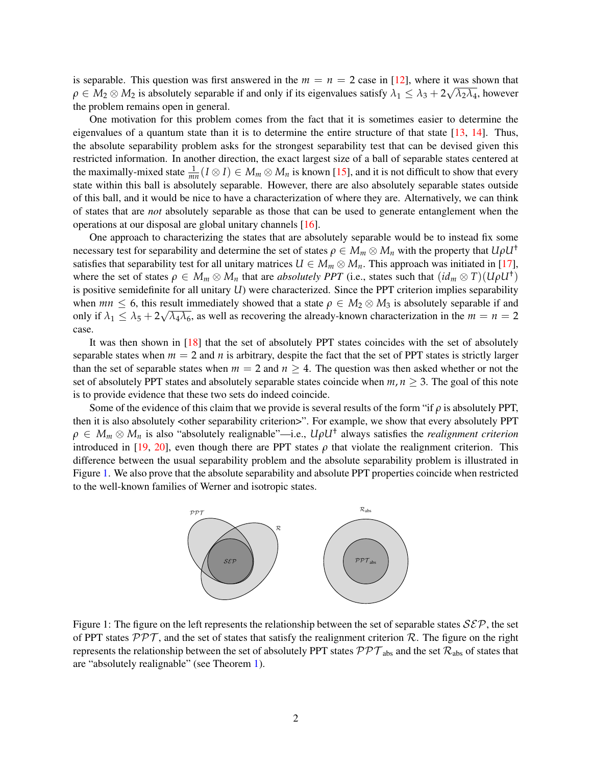is separable. This question was first answered in the $m = n = 2$ case in [12], where it was shown that $\rho \in M_2 \otimes M_2$ is absolutely separable if and only if its eigenvalues satisfy $\lambda_1 \leq \lambda_3 + 2\sqrt{\lambda_2 \lambda_4}$, however the problem remains open in general.

One motivation for this problem comes from the fact that it is sometimes easier to determine the eigenvalues of a quantum state than it is to determine the entire structure of that state [13, 14]. Thus, the absolute separability problem asks for the strongest separability test that can be devised given this restricted information. In another direction, the exact largest size of a ball of separable states centered at the maximally-mixed state $\frac{1}{mn}(I \otimes I) \in M_m \otimes M_n$ is known [15], and it is not difficult to show that every state within this ball is absolutely separable. However, there are also absolutely separable states outside of this ball, and it would be nice to have a characterization of where they are. Alternatively, we can think of states that are *not* absolutely separable as those that can be used to generate entanglement when the operations at our disposal are global unitary channels [16].

One approach to characterizing the states that are absolutely separable would be to instead fix some necessary test for separability and determine the set of states $\rho \in M_m \otimes M_n$ with the property that $U\rho U^\dagger$ satisfies that separability test for all unitary matrices $U \in M_m \otimes M_n$. This approach was initiated in [17], where the set of states $\rho \in M_m \otimes M_n$ that are *absolutely PPT* (i.e., states such that $(id_m \otimes T)(U\rho U^\dagger)$ is positive semidefinite for all unitary $U$) were characterized. Since the PPT criterion implies separability when $mn \leq 6$, this result immediately showed that a state $\rho \in M_2 \otimes M_3$ is absolutely separable if and only if $\lambda_1 \leq \lambda_5 + 2\sqrt{\lambda_4 \lambda_6}$, as well as recovering the already-known characterization in the $m = n = 2$ case.

It was then shown in [18] that the set of absolutely PPT states coincides with the set of absolutely separable states when $m = 2$ and $n$ is arbitrary, despite the fact that the set of PPT states is strictly larger than the set of separable states when $m = 2$ and $n \geq 4$. The question was then asked whether or not the set of absolutely PPT states and absolutely separable states coincide when $m, n \geq 3$. The goal of this note is to provide evidence that these two sets do indeed coincide.

Some of the evidence of this claim that we provide is several results of the form "if $\rho$ is absolutely PPT, then it is also absolutely <other separability criterion>". For example, we show that every absolutely PPT $\rho \in M_m \otimes M_n$ is also "absolutely realignable"—i.e., $U\rho U^\dagger$ always satisfies the *realignment criterion* introduced in [19, 20], even though there are PPT states $\rho$ that violate the realignment criterion. This difference between the usual separability problem and the absolute separability problem is illustrated in Figure 1. We also prove that the absolute separability and absolute PPT properties coincide when restricted to the well-known families of Werner and isotropic states.

Figure 1: The figure on the left represents the relationship between the set of separable states $\mathcal{SEP}$, the set of PPT states $\mathcal{PPT}$, and the set of states that satisfy the realignment criterion $\mathcal{R}$. The figure on the right represents the relationship between the set of absolutely PPT states $\mathcal{PPT}_{\text{abs}}$ and the set $\mathcal{R}_{\text{abs}}$ of states that are "absolutely realignable" (see Theorem 1).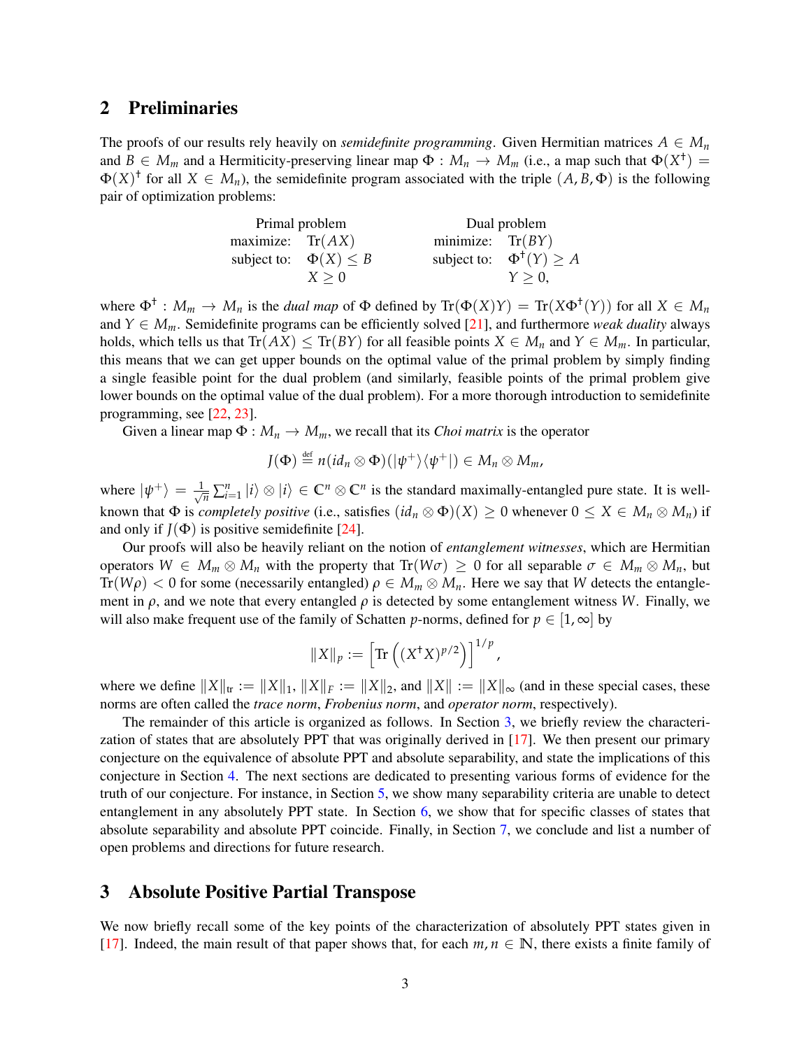## 2 Preliminaries

The proofs of our results rely heavily on *semidefinite programming*. Given Hermitian matrices $A \in M_n$ and $B \in M_m$ and a Hermiticity-preserving linear map $\Phi : M_n \to M_m$ (i.e., a map such that $\Phi(X^\dagger) = \Phi(X)^\dagger$ for all $X \in M_n$), the semidefinite program associated with the triple $(A, B, \Phi)$ is the following pair of optimization problems:

| Primal problem | | Dual problem | |
|---|---|---|---|
| maximize: | $\mathrm{Tr}(AX)$ | minimize: | $\mathrm{Tr}(BY)$ |
| subject to: | $\Phi(X) \leq B$ | subject to: | $\Phi^\dagger(Y) \geq A$ |
| | $X \geq 0$ | | $Y \geq 0,$ |

where $\Phi^\dagger : M_m \to M_n$ is the *dual map* of $\Phi$ defined by $\mathrm{Tr}(\Phi(X)Y) = \mathrm{Tr}(X\Phi^\dagger(Y))$ for all $X \in M_n$ and $Y \in M_m$. Semidefinite programs can be efficiently solved [21], and furthermore *weak duality* always holds, which tells us that $\mathrm{Tr}(AX) \leq \mathrm{Tr}(BY)$ for all feasible points $X \in M_n$ and $Y \in M_m$. In particular, this means that we can get upper bounds on the optimal value of the primal problem by simply finding a single feasible point for the dual problem (and similarly, feasible points of the primal problem give lower bounds on the optimal value of the dual problem). For a more thorough introduction to semidefinite programming, see [22, 23].

Given a linear map $\Phi : M_n \to M_m$, we recall that its *Choi matrix* is the operator

$$J(\Phi) \stackrel{\text{def}}{=} n(id_n \otimes \Phi)(|\psi^+\rangle\langle\psi^+|) \in M_n \otimes M_m,$$

where $|\psi^+\rangle = \frac{1}{\sqrt{n}}\sum_{i=1}^n |i\rangle \otimes |i\rangle \in \mathbb{C}^n \otimes \mathbb{C}^n$ is the standard maximally-entangled pure state. It is well-known that $\Phi$ is *completely positive* (i.e., satisfies $(id_n \otimes \Phi)(X) \geq 0$ whenever $0 \leq X \in M_n \otimes M_n$) if and only if $J(\Phi)$ is positive semidefinite [24].

Our proofs will also be heavily reliant on the notion of *entanglement witnesses*, which are Hermitian operators $W \in M_m \otimes M_n$ with the property that $\mathrm{Tr}(W\sigma) \geq 0$ for all separable $\sigma \in M_m \otimes M_n$, but $\mathrm{Tr}(W\rho) < 0$ for some (necessarily entangled) $\rho \in M_m \otimes M_n$. Here we say that $W$ detects the entanglement in $\rho$, and we note that every entangled $\rho$ is detected by some entanglement witness $W$. Finally, we will also make frequent use of the family of Schatten $p$-norms, defined for $p \in [1, \infty]$ by

$$\|X\|_p := \left[\mathrm{Tr}\left((X^\dagger X)^{p/2}\right)\right]^{1/p},$$

where we define $\|X\|_{\mathrm{tr}} := \|X\|_1$, $\|X\|_F := \|X\|_2$, and $\|X\| := \|X\|_\infty$ (and in these special cases, these norms are often called the *trace norm*, *Frobenius norm*, and *operator norm*, respectively).

The remainder of this article is organized as follows. In Section 3, we briefly review the characterization of states that are absolutely PPT that was originally derived in [17]. We then present our primary conjecture on the equivalence of absolute PPT and absolute separability, and state the implications of this conjecture in Section 4. The next sections are dedicated to presenting various forms of evidence for the truth of our conjecture. For instance, in Section 5, we show many separability criteria are unable to detect entanglement in any absolutely PPT state. In Section 6, we show that for specific classes of states that absolute separability and absolute PPT coincide. Finally, in Section 7, we conclude and list a number of open problems and directions for future research.

## 3 Absolute Positive Partial Transpose

We now briefly recall some of the key points of the characterization of absolutely PPT states given in [17]. Indeed, the main result of that paper shows that, for each $m, n \in \mathbb{N}$, there exists a finite family of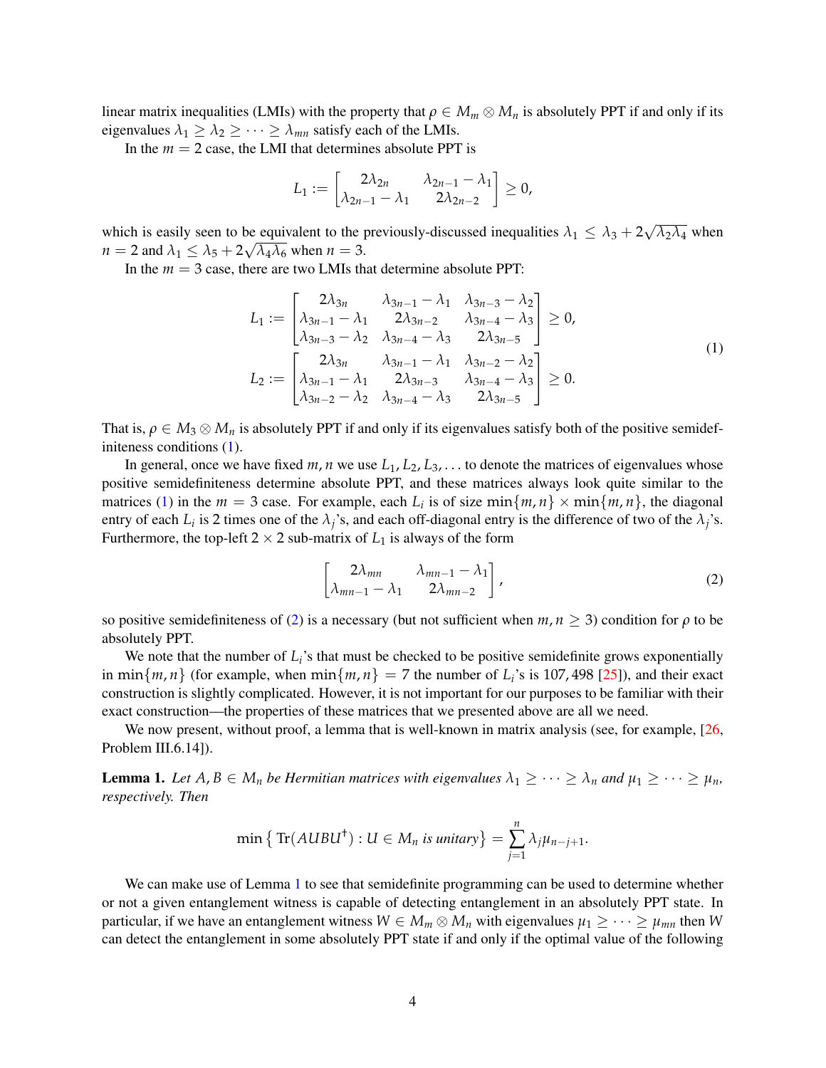linear matrix inequalities (LMIs) with the property that $\rho \in M_m \otimes M_n$ is absolutely PPT if and only if its eigenvalues $\lambda_1 \geq \lambda_2 \geq \cdots \geq \lambda_{mn}$ satisfy each of the LMIs.

In the $m = 2$ case, the LMI that determines absolute PPT is

$$L_1 := \begin{bmatrix} 2\lambda_{2n} & \lambda_{2n-1} - \lambda_1 \\ \lambda_{2n-1} - \lambda_1 & 2\lambda_{2n-2} \end{bmatrix} \geq 0,$$

which is easily seen to be equivalent to the previously-discussed inequalities $\lambda_1 \leq \lambda_3 + 2\sqrt{\lambda_2 \lambda_4}$ when $n = 2$ and $\lambda_1 \leq \lambda_5 + 2\sqrt{\lambda_4 \lambda_6}$ when $n = 3$.

In the $m = 3$ case, there are two LMIs that determine absolute PPT:

$$\begin{aligned} L_1 &:= \begin{bmatrix} 2\lambda_{3n} & \lambda_{3n-1} - \lambda_1 & \lambda_{3n-3} - \lambda_2 \\ \lambda_{3n-1} - \lambda_1 & 2\lambda_{3n-2} & \lambda_{3n-4} - \lambda_3 \\ \lambda_{3n-3} - \lambda_2 & \lambda_{3n-4} - \lambda_3 & 2\lambda_{3n-5} \end{bmatrix} \geq 0, \\ L_2 &:= \begin{bmatrix} 2\lambda_{3n} & \lambda_{3n-1} - \lambda_1 & \lambda_{3n-2} - \lambda_2 \\ \lambda_{3n-1} - \lambda_1 & 2\lambda_{3n-3} & \lambda_{3n-4} - \lambda_3 \\ \lambda_{3n-2} - \lambda_2 & \lambda_{3n-4} - \lambda_3 & 2\lambda_{3n-5} \end{bmatrix} \geq 0. \end{aligned} \tag{1}$$

That is, $\rho \in M_3 \otimes M_n$ is absolutely PPT if and only if its eigenvalues satisfy both of the positive semidefiniteness conditions (1).

In general, once we have fixed $m, n$ we use $L_1, L_2, L_3, \ldots$ to denote the matrices of eigenvalues whose positive semidefiniteness determine absolute PPT, and these matrices always look quite similar to the matrices (1) in the $m = 3$ case. For example, each $L_i$ is of size $\min\{m,n\} \times \min\{m,n\}$, the diagonal entry of each $L_i$ is 2 times one of the $\lambda_j$'s, and each off-diagonal entry is the difference of two of the $\lambda_j$'s. Furthermore, the top-left $2 \times 2$ sub-matrix of $L_1$ is always of the form

$$\begin{bmatrix} 2\lambda_{mn} & \lambda_{mn-1} - \lambda_1 \\ \lambda_{mn-1} - \lambda_1 & 2\lambda_{mn-2} \end{bmatrix}, \tag{2}$$

so positive semidefiniteness of (2) is a necessary (but not sufficient when $m, n \geq 3$) condition for $\rho$ to be absolutely PPT.

We note that the number of $L_i$'s that must be checked to be positive semidefinite grows exponentially in $\min\{m,n\}$ (for example, when $\min\{m,n\} = 7$ the number of $L_i$'s is 107,498 [25]), and their exact construction is slightly complicated. However, it is not important for our purposes to be familiar with their exact construction—the properties of these matrices that we presented above are all we need.

We now present, without proof, a lemma that is well-known in matrix analysis (see, for example, [26, Problem III.6.14]).

**Lemma 1.** *Let $A, B \in M_n$ be Hermitian matrices with eigenvalues $\lambda_1 \geq \cdots \geq \lambda_n$ and $\mu_1 \geq \cdots \geq \mu_n$, respectively. Then*

$$\min\left\{ \operatorname{Tr}(AUBU^\dagger) : U \in M_n \text{ is unitary} \right\} = \sum_{j=1}^{n} \lambda_j \mu_{n-j+1}.$$

We can make use of Lemma 1 to see that semidefinite programming can be used to determine whether or not a given entanglement witness is capable of detecting entanglement in an absolutely PPT state. In particular, if we have an entanglement witness $W \in M_m \otimes M_n$ with eigenvalues $\mu_1 \geq \cdots \geq \mu_{mn}$ then $W$ can detect the entanglement in some absolutely PPT state if and only if the optimal value of the following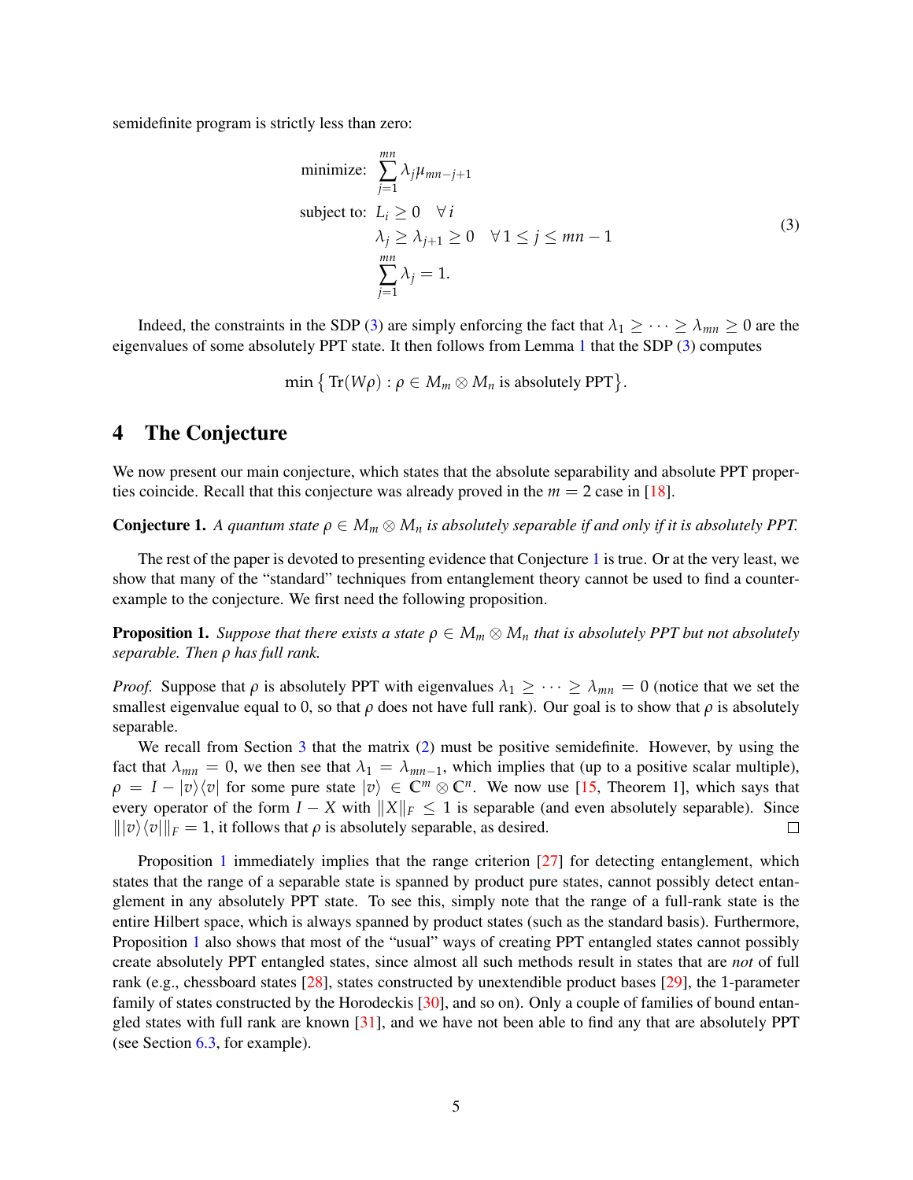semidefinite program is strictly less than zero:

$$
\begin{aligned}
\text{minimize:} \quad & \sum_{j=1}^{mn} \lambda_j \mu_{mn-j+1} \\
\text{subject to:} \quad & L_i \geq 0 \quad \forall\, i \\
& \lambda_j \geq \lambda_{j+1} \geq 0 \quad \forall\, 1 \leq j \leq mn-1 \\
& \sum_{j=1}^{mn} \lambda_j = 1.
\end{aligned}
\tag{3}
$$

Indeed, the constraints in the SDP (3) are simply enforcing the fact that $\lambda_1 \geq \cdots \geq \lambda_{mn} \geq 0$ are the eigenvalues of some absolutely PPT state. It then follows from Lemma 1 that the SDP (3) computes

$$
\min \big\{ \operatorname{Tr}(W\rho) : \rho \in M_m \otimes M_n \text{ is absolutely PPT} \big\}.
$$

## 4 The Conjecture

We now present our main conjecture, which states that the absolute separability and absolute PPT properties coincide. Recall that this conjecture was already proved in the $m = 2$ case in [18].

**Conjecture 1.** *A quantum state $\rho \in M_m \otimes M_n$ is absolutely separable if and only if it is absolutely PPT.*

The rest of the paper is devoted to presenting evidence that Conjecture 1 is true. Or at the very least, we show that many of the "standard" techniques from entanglement theory cannot be used to find a counter-example to the conjecture. We first need the following proposition.

**Proposition 1.** *Suppose that there exists a state $\rho \in M_m \otimes M_n$ that is absolutely PPT but not absolutely separable. Then $\rho$ has full rank.*

*Proof.* Suppose that $\rho$ is absolutely PPT with eigenvalues $\lambda_1 \geq \cdots \geq \lambda_{mn} = 0$ (notice that we set the smallest eigenvalue equal to 0, so that $\rho$ does not have full rank). Our goal is to show that $\rho$ is absolutely separable.

We recall from Section 3 that the matrix (2) must be positive semidefinite. However, by using the fact that $\lambda_{mn} = 0$, we then see that $\lambda_1 = \lambda_{mn-1}$, which implies that (up to a positive scalar multiple), $\rho = I - |v\rangle\langle v|$ for some pure state $|v\rangle \in \mathbb{C}^m \otimes \mathbb{C}^n$. We now use [15, Theorem 1], which says that every operator of the form $I - X$ with $\|X\|_F \leq 1$ is separable (and even absolutely separable). Since $\||v\rangle\langle v|\|_F = 1$, it follows that $\rho$ is absolutely separable, as desired. □

Proposition 1 immediately implies that the range criterion [27] for detecting entanglement, which states that the range of a separable state is spanned by product pure states, cannot possibly detect entanglement in any absolutely PPT state. To see this, simply note that the range of a full-rank state is the entire Hilbert space, which is always spanned by product states (such as the standard basis). Furthermore, Proposition 1 also shows that most of the "usual" ways of creating PPT entangled states cannot possibly create absolutely PPT entangled states, since almost all such methods result in states that are *not* of full rank (e.g., chessboard states [28], states constructed by unextendible product bases [29], the 1-parameter family of states constructed by the Horodeckis [30], and so on). Only a couple of families of bound entangled states with full rank are known [31], and we have not been able to find any that are absolutely PPT (see Section 6.3, for example).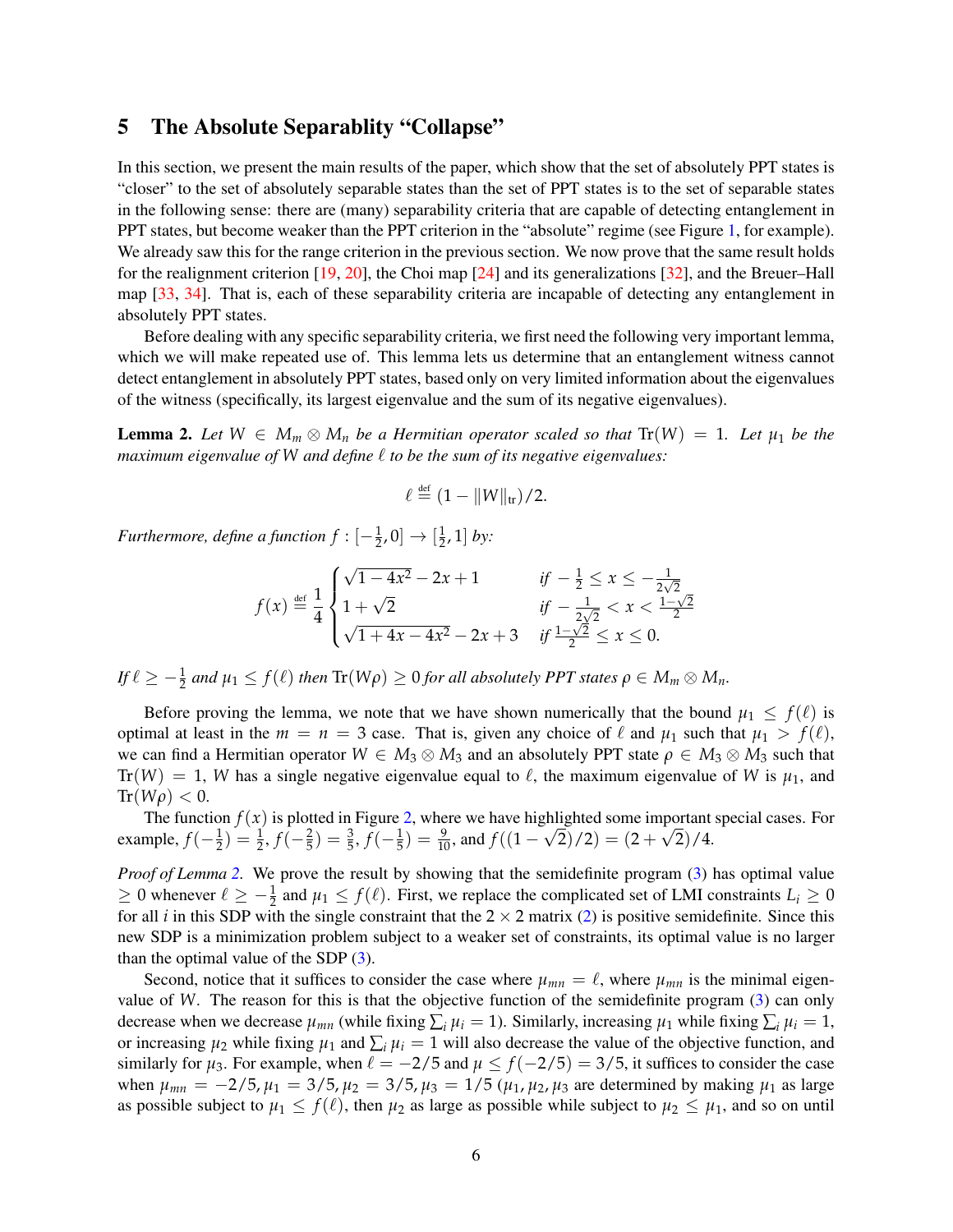## 5 The Absolute Separablity "Collapse"

In this section, we present the main results of the paper, which show that the set of absolutely PPT states is "closer" to the set of absolutely separable states than the set of PPT states is to the set of separable states in the following sense: there are (many) separability criteria that are capable of detecting entanglement in PPT states, but become weaker than the PPT criterion in the "absolute" regime (see Figure 1, for example). We already saw this for the range criterion in the previous section. We now prove that the same result holds for the realignment criterion [19, 20], the Choi map [24] and its generalizations [32], and the Breuer–Hall map [33, 34]. That is, each of these separability criteria are incapable of detecting any entanglement in absolutely PPT states.

Before dealing with any specific separability criteria, we first need the following very important lemma, which we will make repeated use of. This lemma lets us determine that an entanglement witness cannot detect entanglement in absolutely PPT states, based only on very limited information about the eigenvalues of the witness (specifically, its largest eigenvalue and the sum of its negative eigenvalues).

**Lemma 2.** *Let $W \in M_m \otimes M_n$ be a Hermitian operator scaled so that $\mathrm{Tr}(W) = 1$. Let $\mu_1$ be the maximum eigenvalue of $W$ and define $\ell$ to be the sum of its negative eigenvalues:*

$$\ell \stackrel{\text{def}}{=} (1 - \|W\|_{\mathrm{tr}})/2.$$

*Furthermore, define a function $f : [-\frac{1}{2}, 0] \to [\frac{1}{2}, 1]$ by:*

$$f(x) \stackrel{\text{def}}{=} \frac{1}{4}\begin{cases} \sqrt{1-4x^2} - 2x + 1 & \text{if } -\frac{1}{2} \leq x \leq -\frac{1}{2\sqrt{2}} \\ 1 + \sqrt{2} & \text{if } -\frac{1}{2\sqrt{2}} < x < \frac{1-\sqrt{2}}{2} \\ \sqrt{1+4x-4x^2} - 2x + 3 & \text{if } \frac{1-\sqrt{2}}{2} \leq x \leq 0. \end{cases}$$

*If $\ell \geq -\frac{1}{2}$ and $\mu_1 \leq f(\ell)$ then $\mathrm{Tr}(W\rho) \geq 0$ for all absolutely PPT states $\rho \in M_m \otimes M_n$.*

Before proving the lemma, we note that we have shown numerically that the bound $\mu_1 \leq f(\ell)$ is optimal at least in the $m = n = 3$ case. That is, given any choice of $\ell$ and $\mu_1$ such that $\mu_1 > f(\ell)$, we can find a Hermitian operator $W \in M_3 \otimes M_3$ and an absolutely PPT state $\rho \in M_3 \otimes M_3$ such that $\mathrm{Tr}(W) = 1$, $W$ has a single negative eigenvalue equal to $\ell$, the maximum eigenvalue of $W$ is $\mu_1$, and $\mathrm{Tr}(W\rho) < 0$.

The function $f(x)$ is plotted in Figure 2, where we have highlighted some important special cases. For example, $f(-\frac{1}{2}) = \frac{1}{2}$, $f(-\frac{2}{5}) = \frac{3}{5}$, $f(-\frac{1}{5}) = \frac{9}{10}$, and $f((1-\sqrt{2})/2) = (2+\sqrt{2})/4$.

*Proof of Lemma 2.* We prove the result by showing that the semidefinite program (3) has optimal value $\geq 0$ whenever $\ell \geq -\frac{1}{2}$ and $\mu_1 \leq f(\ell)$. First, we replace the complicated set of LMI constraints $L_i \geq 0$ for all $i$ in this SDP with the single constraint that the $2 \times 2$ matrix (2) is positive semidefinite. Since this new SDP is a minimization problem subject to a weaker set of constraints, its optimal value is no larger than the optimal value of the SDP (3).

Second, notice that it suffices to consider the case where $\mu_{mn} = \ell$, where $\mu_{mn}$ is the minimal eigenvalue of $W$. The reason for this is that the objective function of the semidefinite program (3) can only decrease when we decrease $\mu_{mn}$ (while fixing $\sum_i \mu_i = 1$). Similarly, increasing $\mu_1$ while fixing $\sum_i \mu_i = 1$, or increasing $\mu_2$ while fixing $\mu_1$ and $\sum_i \mu_i = 1$ will also decrease the value of the objective function, and similarly for $\mu_3$. For example, when $\ell = -2/5$ and $\mu \leq f(-2/5) = 3/5$, it suffices to consider the case when $\mu_{mn} = -2/5, \mu_1 = 3/5, \mu_2 = 3/5, \mu_3 = 1/5$ ($\mu_1, \mu_2, \mu_3$ are determined by making $\mu_1$ as large as possible subject to $\mu_1 \leq f(\ell)$, then $\mu_2$ as large as possible while subject to $\mu_2 \leq \mu_1$, and so on until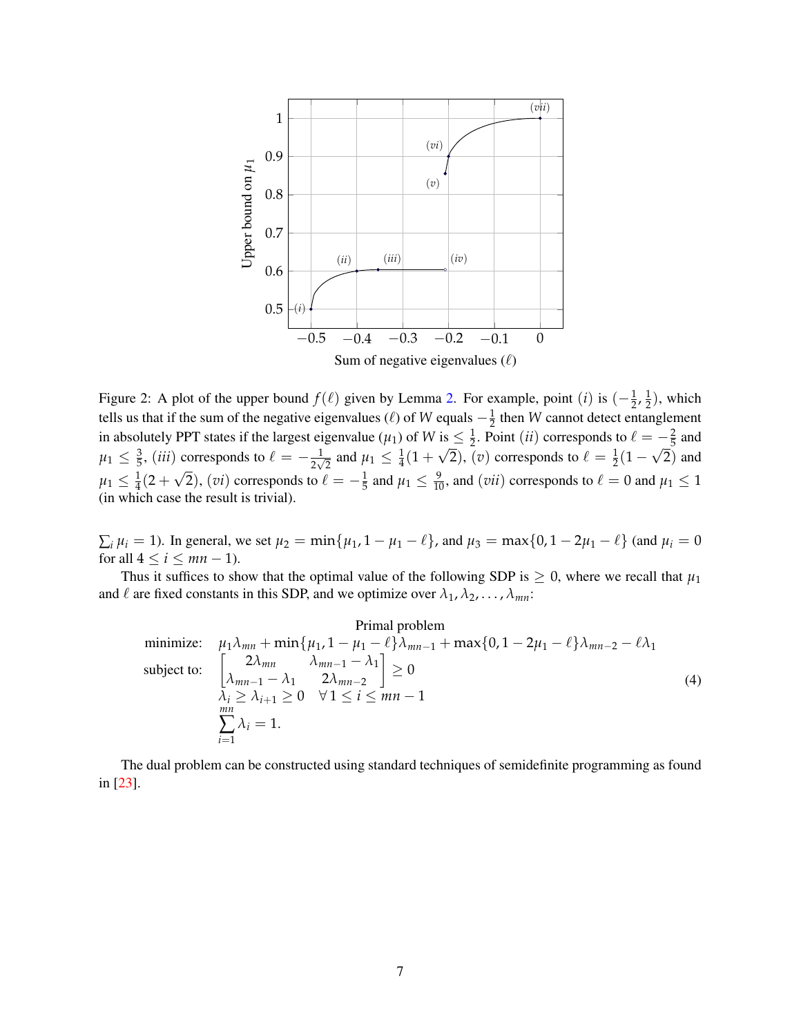Figure 2: A plot of the upper bound $f(\ell)$ given by Lemma 2. For example, point $(i)$ is $(-\frac{1}{2}, \frac{1}{2})$, which tells us that if the sum of the negative eigenvalues ($\ell$) of $W$ equals $-\frac{1}{2}$ then $W$ cannot detect entanglement in absolutely PPT states if the largest eigenvalue ($\mu_1$) of $W$ is $\leq \frac{1}{2}$. Point $(ii)$ corresponds to $\ell = -\frac{2}{5}$ and $\mu_1 \leq \frac{3}{5}$, $(iii)$ corresponds to $\ell = -\frac{1}{2\sqrt{2}}$ and $\mu_1 \leq \frac{1}{4}(1+\sqrt{2})$, $(v)$ corresponds to $\ell = \frac{1}{2}(1-\sqrt{2})$ and $\mu_1 \leq \frac{1}{4}(2+\sqrt{2})$, $(vi)$ corresponds to $\ell = -\frac{1}{5}$ and $\mu_1 \leq \frac{9}{10}$, and $(vii)$ corresponds to $\ell = 0$ and $\mu_1 \leq 1$ (in which case the result is trivial).

$\sum_i \mu_i = 1$). In general, we set $\mu_2 = \min\{\mu_1, 1-\mu_1-\ell\}$, and $\mu_3 = \max\{0, 1-2\mu_1-\ell\}$ (and $\mu_i = 0$ for all $4 \leq i \leq mn-1$).

Thus it suffices to show that the optimal value of the following SDP is $\geq 0$, where we recall that $\mu_1$ and $\ell$ are fixed constants in this SDP, and we optimize over $\lambda_1, \lambda_2, \ldots, \lambda_{mn}$:

$$
\begin{aligned}
&\text{Primal problem} \\
\text{minimize:}\quad & \mu_1\lambda_{mn} + \min\{\mu_1, 1-\mu_1-\ell\}\lambda_{mn-1} + \max\{0, 1-2\mu_1-\ell\}\lambda_{mn-2} - \ell\lambda_1 \\
\text{subject to:}\quad & \begin{bmatrix} 2\lambda_{mn} & \lambda_{mn-1}-\lambda_1 \\ \lambda_{mn-1}-\lambda_1 & 2\lambda_{mn-2} \end{bmatrix} \geq 0 \\
& \lambda_i \geq \lambda_{i+1} \geq 0 \quad \forall\, 1 \leq i \leq mn-1 \\
& \sum_{i=1}^{mn} \lambda_i = 1.
\end{aligned}
\tag{4}
$$

The dual problem can be constructed using standard techniques of semidefinite programming as found in [23].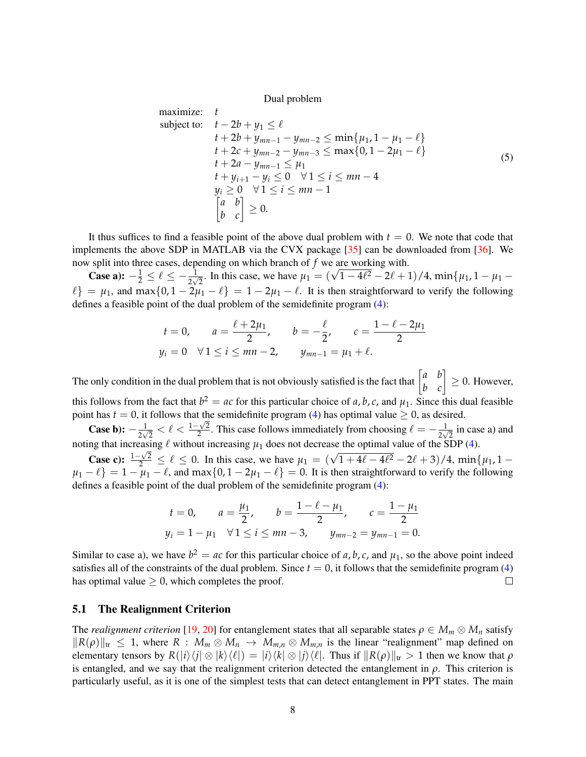Dual problem

$$
\begin{aligned}
\text{maximize:} \quad & t \\
\text{subject to:} \quad & t - 2b + y_1 \leq \ell \\
& t + 2b + y_{mn-1} - y_{mn-2} \leq \min\{\mu_1, 1 - \mu_1 - \ell\} \\
& t + 2c + y_{mn-2} - y_{mn-3} \leq \max\{0, 1 - 2\mu_1 - \ell\} \\
& t + 2a - y_{mn-1} \leq \mu_1 \\
& t + y_{i+1} - y_i \leq 0 \quad \forall 1 \leq i \leq mn - 4 \\
& y_i \geq 0 \quad \forall 1 \leq i \leq mn - 1 \\
& \begin{bmatrix} a & b \\ b & c \end{bmatrix} \geq 0.
\end{aligned}
\tag{5}
$$

It thus suffices to find a feasible point of the above dual problem with $t = 0$. We note that code that implements the above SDP in MATLAB via the CVX package [35] can be downloaded from [36]. We now split into three cases, depending on which branch of $f$ we are working with.

**Case a):** $-\frac{1}{2} \leq \ell \leq -\frac{1}{2\sqrt{2}}$. In this case, we have $\mu_1 = (\sqrt{1 - 4\ell^2} - 2\ell + 1)/4$, $\min\{\mu_1, 1 - \mu_1 - \ell\} = \mu_1$, and $\max\{0, 1 - 2\mu_1 - \ell\} = 1 - 2\mu_1 - \ell$. It is then straightforward to verify the following defines a feasible point of the dual problem of the semidefinite program (4):

$$
t = 0, \qquad a = \frac{\ell + 2\mu_1}{2}, \qquad b = -\frac{\ell}{2}, \qquad c = \frac{1 - \ell - 2\mu_1}{2}
$$
$$
y_i = 0 \quad \forall 1 \leq i \leq mn - 2, \qquad y_{mn-1} = \mu_1 + \ell.
$$

The only condition in the dual problem that is not obviously satisfied is the fact that $\begin{bmatrix} a & b \\ b & c \end{bmatrix} \geq 0$. However, this follows from the fact that $b^2 = ac$ for this particular choice of $a, b, c$, and $\mu_1$. Since this dual feasible point has $t = 0$, it follows that the semidefinite program (4) has optimal value $\geq 0$, as desired.

**Case b):** $-\frac{1}{2\sqrt{2}} < \ell < \frac{1-\sqrt{2}}{2}$. This case follows immediately from choosing $\ell = -\frac{1}{2\sqrt{2}}$ in case a) and noting that increasing $\ell$ without increasing $\mu_1$ does not decrease the optimal value of the SDP (4).

**Case c):** $\frac{1-\sqrt{2}}{2} \leq \ell \leq 0$. In this case, we have $\mu_1 = (\sqrt{1 + 4\ell - 4\ell^2} - 2\ell + 3)/4$, $\min\{\mu_1, 1 - \mu_1 - \ell\} = 1 - \mu_1 - \ell$, and $\max\{0, 1 - 2\mu_1 - \ell\} = 0$. It is then straightforward to verify the following defines a feasible point of the dual problem of the semidefinite program (4):

$$
t = 0, \qquad a = \frac{\mu_1}{2}, \qquad b = \frac{1 - \ell - \mu_1}{2}, \qquad c = \frac{1 - \mu_1}{2}
$$
$$
y_i = 1 - \mu_1 \quad \forall 1 \leq i \leq mn - 3, \qquad y_{mn-2} = y_{mn-1} = 0.
$$

Similar to case a), we have $b^2 = ac$ for this particular choice of $a, b, c$, and $\mu_1$, so the above point indeed satisfies all of the constraints of the dual problem. Since $t = 0$, it follows that the semidefinite program (4) has optimal value $\geq 0$, which completes the proof. □

## 5.1 The Realignment Criterion

The *realignment criterion* [19, 20] for entanglement states that all separable states $\rho \in M_m \otimes M_n$ satisfy $\|R(\rho)\|_{\mathrm{tr}} \leq 1$, where $R : M_m \otimes M_n \to M_{m,n} \otimes M_{m,n}$ is the linear "realignment" map defined on elementary tensors by $R(|i\rangle\langle j| \otimes |k\rangle\langle \ell|) = |i\rangle\langle k| \otimes |j\rangle\langle \ell|$. Thus if $\|R(\rho)\|_{\mathrm{tr}} > 1$ then we know that $\rho$ is entangled, and we say that the realignment criterion detected the entanglement in $\rho$. This criterion is particularly useful, as it is one of the simplest tests that can detect entanglement in PPT states. The main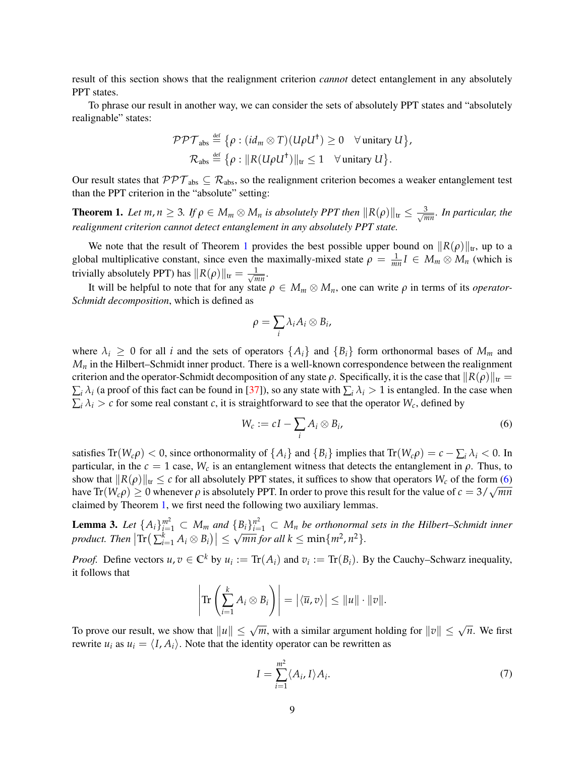result of this section shows that the realignment criterion *cannot* detect entanglement in any absolutely PPT states.

To phrase our result in another way, we can consider the sets of absolutely PPT states and "absolutely realignable" states:

$$\mathcal{PPT}_{\text{abs}} \stackrel{\text{def}}{=} \big\{\rho : (id_m \otimes T)(U\rho U^\dagger) \geq 0 \quad \forall \,\text{unitary } U\big\},$$
$$\mathcal{R}_{\text{abs}} \stackrel{\text{def}}{=} \big\{\rho : \|R(U\rho U^\dagger)\|_{\text{tr}} \leq 1 \quad \forall \,\text{unitary } U\big\}.$$

Our result states that $\mathcal{PPT}_{\text{abs}} \subseteq \mathcal{R}_{\text{abs}}$, so the realignment criterion becomes a weaker entanglement test than the PPT criterion in the "absolute" setting:

**Theorem 1.** *Let $m, n \geq 3$. If $\rho \in M_m \otimes M_n$ is absolutely PPT then $\|R(\rho)\|_{\text{tr}} \leq \frac{3}{\sqrt{mn}}$. In particular, the realignment criterion cannot detect entanglement in any absolutely PPT state.*

We note that the result of Theorem 1 provides the best possible upper bound on $\|R(\rho)\|_{\text{tr}}$, up to a global multiplicative constant, since even the maximally-mixed state $\rho = \frac{1}{mn}I \in M_m \otimes M_n$ (which is trivially absolutely PPT) has $\|R(\rho)\|_{\text{tr}} = \frac{1}{\sqrt{mn}}$.

It will be helpful to note that for any state $\rho \in M_m \otimes M_n$, one can write $\rho$ in terms of its *operator-Schmidt decomposition*, which is defined as

$$\rho = \sum_i \lambda_i A_i \otimes B_i,$$

where $\lambda_i \geq 0$ for all $i$ and the sets of operators $\{A_i\}$ and $\{B_i\}$ form orthonormal bases of $M_m$ and $M_n$ in the Hilbert–Schmidt inner product. There is a well-known correspondence between the realignment criterion and the operator-Schmidt decomposition of any state $\rho$. Specifically, it is the case that $\|R(\rho)\|_{\text{tr}} = \sum_i \lambda_i$ (a proof of this fact can be found in [37]), so any state with $\sum_i \lambda_i > 1$ is entangled. In the case when $\sum_i \lambda_i > c$ for some real constant $c$, it is straightforward to see that the operator $W_c$, defined by

$$W_c := cI - \sum_i A_i \otimes B_i, \tag{6}$$

satisfies $\text{Tr}(W_c\rho) < 0$, since orthonormality of $\{A_i\}$ and $\{B_i\}$ implies that $\text{Tr}(W_c\rho) = c - \sum_i \lambda_i < 0$. In particular, in the $c = 1$ case, $W_c$ is an entanglement witness that detects the entanglement in $\rho$. Thus, to show that $\|R(\rho)\|_{\text{tr}} \leq c$ for all absolutely PPT states, it suffices to show that operators $W_c$ of the form (6) have $\text{Tr}(W_c\rho) \geq 0$ whenever $\rho$ is absolutely PPT. In order to prove this result for the value of $c = 3/\sqrt{mn}$ claimed by Theorem 1, we first need the following two auxiliary lemmas.

**Lemma 3.** *Let $\{A_i\}_{i=1}^{m^2} \subset M_m$ and $\{B_i\}_{i=1}^{n^2} \subset M_n$ be orthonormal sets in the Hilbert–Schmidt inner product. Then $\big|\text{Tr}\big(\sum_{i=1}^k A_i \otimes B_i\big)\big| \leq \sqrt{mn}$ for all $k \leq \min\{m^2, n^2\}$.*

*Proof.* Define vectors $u, v \in \mathbb{C}^k$ by $u_i := \text{Tr}(A_i)$ and $v_i := \text{Tr}(B_i)$. By the Cauchy–Schwarz inequality, it follows that

$$\left|\text{Tr}\left(\sum_{i=1}^k A_i \otimes B_i\right)\right| = \big|\langle \overline{u}, v\rangle\big| \leq \|u\| \cdot \|v\|.$$

To prove our result, we show that $\|u\| \leq \sqrt{m}$, with a similar argument holding for $\|v\| \leq \sqrt{n}$. We first rewrite $u_i$ as $u_i = \langle I, A_i\rangle$. Note that the identity operator can be rewritten as

$$I = \sum_{i=1}^{m^2} \langle A_i, I\rangle A_i. \tag{7}$$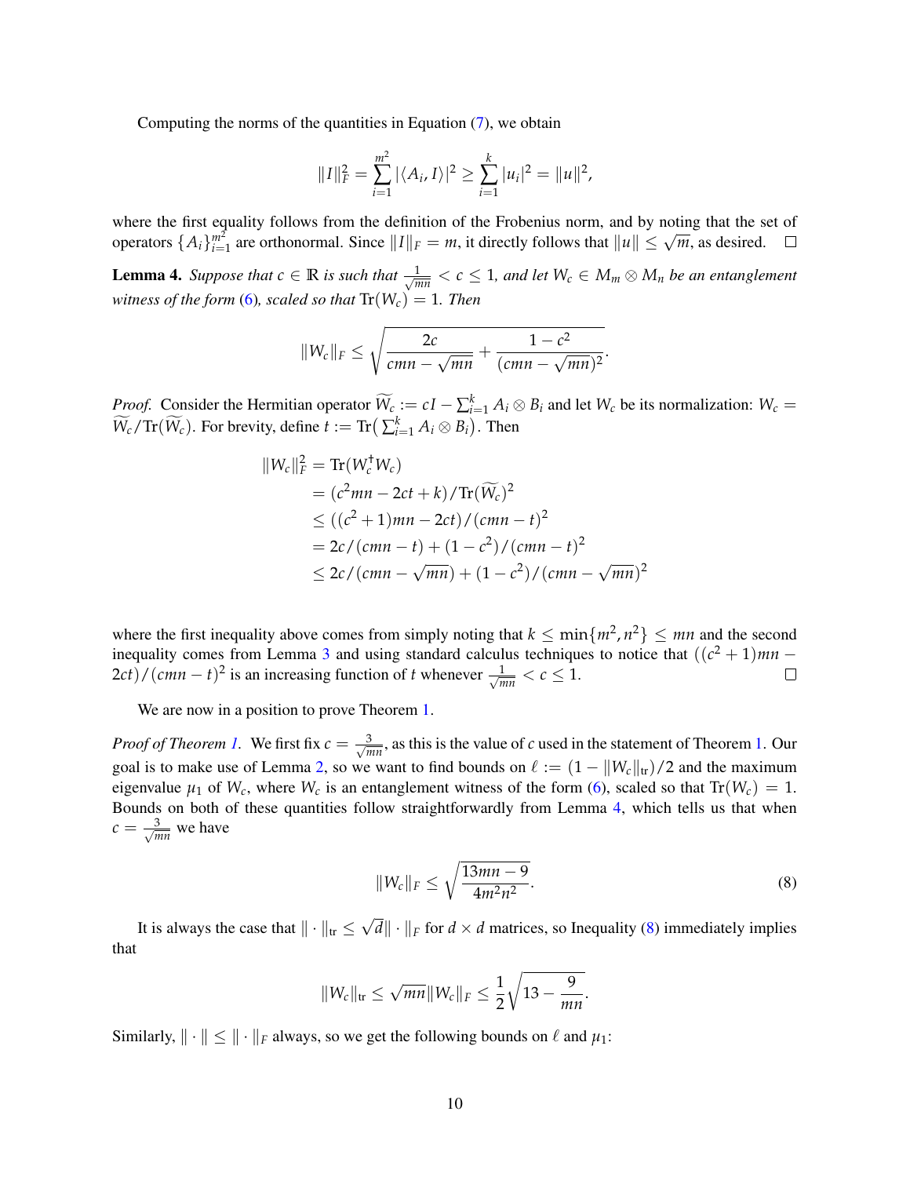Computing the norms of the quantities in Equation (7), we obtain

$$\|I\|_F^2 = \sum_{i=1}^{m^2} |\langle A_i, I\rangle|^2 \geq \sum_{i=1}^{k} |u_i|^2 = \|u\|^2,$$

where the first equality follows from the definition of the Frobenius norm, and by noting that the set of operators $\{A_i\}_{i=1}^{m^2}$ are orthonormal. Since $\|I\|_F = m$, it directly follows that $\|u\| \leq \sqrt{m}$, as desired. □

**Lemma 4.** *Suppose that $c \in \mathbb{R}$ is such that $\frac{1}{\sqrt{mn}} < c \leq 1$, and let $W_c \in M_m \otimes M_n$ be an entanglement witness of the form (6), scaled so that $\mathrm{Tr}(W_c) = 1$. Then*

$$\|W_c\|_F \leq \sqrt{\frac{2c}{cmn - \sqrt{mn}} + \frac{1-c^2}{(cmn - \sqrt{mn})^2}}.$$

*Proof.* Consider the Hermitian operator $\widetilde{W_c} := cI - \sum_{i=1}^k A_i \otimes B_i$ and let $W_c$ be its normalization: $W_c = \widetilde{W_c}/\mathrm{Tr}(\widetilde{W_c})$. For brevity, define $t := \mathrm{Tr}\big(\sum_{i=1}^k A_i \otimes B_i\big)$. Then

$$\begin{aligned}
\|W_c\|_F^2 &= \mathrm{Tr}(W_c^\dagger W_c) \\
&= (c^2 mn - 2ct + k)/\mathrm{Tr}(\widetilde{W_c})^2 \\
&\leq ((c^2+1)mn - 2ct)/(cmn - t)^2 \\
&= 2c/(cmn - t) + (1-c^2)/(cmn-t)^2 \\
&\leq 2c/(cmn - \sqrt{mn}) + (1-c^2)/(cmn - \sqrt{mn})^2
\end{aligned}$$

where the first inequality above comes from simply noting that $k \leq \min\{m^2, n^2\} \leq mn$ and the second inequality comes from Lemma 3 and using standard calculus techniques to notice that $((c^2+1)mn - 2ct)/(cmn-t)^2$ is an increasing function of $t$ whenever $\frac{1}{\sqrt{mn}} < c \leq 1$. □

We are now in a position to prove Theorem 1.

*Proof of Theorem 1.* We first fix $c = \frac{3}{\sqrt{mn}}$, as this is the value of $c$ used in the statement of Theorem 1. Our goal is to make use of Lemma 2, so we want to find bounds on $\ell := (1 - \|W_c\|_{\mathrm{tr}})/2$ and the maximum eigenvalue $\mu_1$ of $W_c$, where $W_c$ is an entanglement witness of the form (6), scaled so that $\mathrm{Tr}(W_c) = 1$. Bounds on both of these quantities follow straightforwardly from Lemma 4, which tells us that when $c = \frac{3}{\sqrt{mn}}$ we have

$$\|W_c\|_F \leq \sqrt{\frac{13mn - 9}{4m^2n^2}}. \tag{8}$$

It is always the case that $\|\cdot\|_{\mathrm{tr}} \leq \sqrt{d}\|\cdot\|_F$ for $d \times d$ matrices, so Inequality (8) immediately implies that

$$\|W_c\|_{\mathrm{tr}} \leq \sqrt{mn}\|W_c\|_F \leq \frac{1}{2}\sqrt{13 - \frac{9}{mn}}.$$

Similarly, $\|\cdot\| \leq \|\cdot\|_F$ always, so we get the following bounds on $\ell$ and $\mu_1$: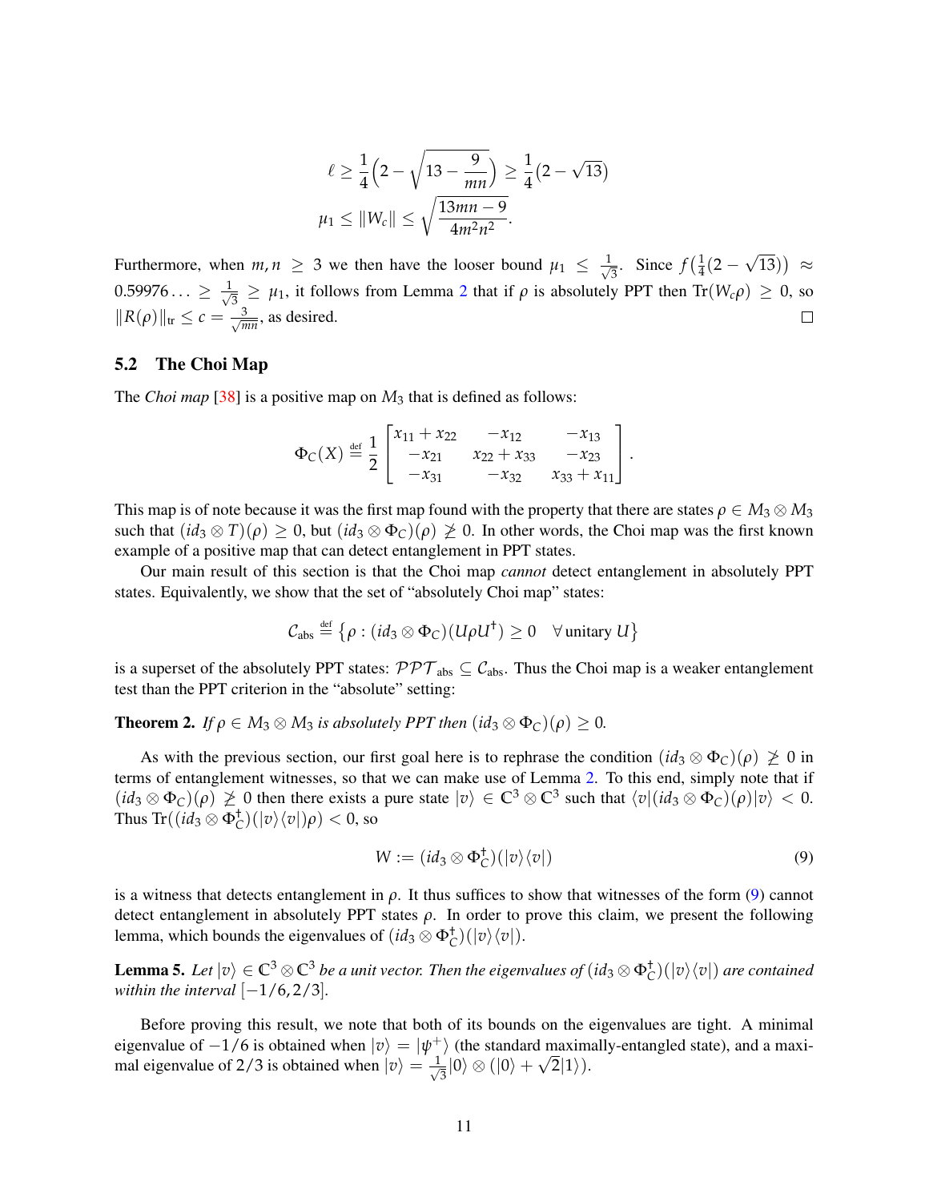$$\ell \geq \frac{1}{4}\Big(2 - \sqrt{13 - \frac{9}{mn}}\Big) \geq \frac{1}{4}(2 - \sqrt{13})$$
$$\mu_1 \leq \|W_c\| \leq \sqrt{\frac{13mn - 9}{4m^2n^2}}.$$

Furthermore, when $m, n \geq 3$ we then have the looser bound $\mu_1 \leq \frac{1}{\sqrt{3}}$. Since $f\big(\frac{1}{4}(2 - \sqrt{13})\big) \approx 0.59976\ldots \geq \frac{1}{\sqrt{3}} \geq \mu_1$, it follows from Lemma 2 that if $\rho$ is absolutely PPT then $\mathrm{Tr}(W_c\rho) \geq 0$, so $\|R(\rho)\|_{\mathrm{tr}} \leq c = \frac{3}{\sqrt{mn}}$, as desired. □

### 5.2 The Choi Map

The *Choi map* [38] is a positive map on $M_3$ that is defined as follows:

$$\Phi_C(X) \stackrel{\text{def}}{=} \frac{1}{2}\begin{bmatrix} x_{11} + x_{22} & -x_{12} & -x_{13} \\ -x_{21} & x_{22} + x_{33} & -x_{23} \\ -x_{31} & -x_{32} & x_{33} + x_{11} \end{bmatrix}.$$

This map is of note because it was the first map found with the property that there are states $\rho \in M_3 \otimes M_3$ such that $(id_3 \otimes T)(\rho) \geq 0$, but $(id_3 \otimes \Phi_C)(\rho) \not\geq 0$. In other words, the Choi map was the first known example of a positive map that can detect entanglement in PPT states.

Our main result of this section is that the Choi map *cannot* detect entanglement in absolutely PPT states. Equivalently, we show that the set of "absolutely Choi map" states:

$$\mathcal{C}_{\text{abs}} \stackrel{\text{def}}{=} \big\{\rho : (id_3 \otimes \Phi_C)(U\rho U^\dagger) \geq 0 \quad \forall \text{ unitary } U\big\}$$

is a superset of the absolutely PPT states: $\mathcal{PPT}_{\text{abs}} \subseteq \mathcal{C}_{\text{abs}}$. Thus the Choi map is a weaker entanglement test than the PPT criterion in the "absolute" setting:

**Theorem 2.** *If $\rho \in M_3 \otimes M_3$ is absolutely PPT then $(id_3 \otimes \Phi_C)(\rho) \geq 0$.*

As with the previous section, our first goal here is to rephrase the condition $(id_3 \otimes \Phi_C)(\rho) \not\geq 0$ in terms of entanglement witnesses, so that we can make use of Lemma 2. To this end, simply note that if $(id_3 \otimes \Phi_C)(\rho) \not\geq 0$ then there exists a pure state $|v\rangle \in \mathbb{C}^3 \otimes \mathbb{C}^3$ such that $\langle v|(id_3 \otimes \Phi_C)(\rho)|v\rangle < 0$. Thus $\mathrm{Tr}\big((id_3 \otimes \Phi_C^\dagger)(|v\rangle\langle v|)\rho\big) < 0$, so

$$W := (id_3 \otimes \Phi_C^\dagger)(|v\rangle\langle v|) \tag{9}$$

is a witness that detects entanglement in $\rho$. It thus suffices to show that witnesses of the form (9) cannot detect entanglement in absolutely PPT states $\rho$. In order to prove this claim, we present the following lemma, which bounds the eigenvalues of $(id_3 \otimes \Phi_C^\dagger)(|v\rangle\langle v|)$.

**Lemma 5.** *Let $|v\rangle \in \mathbb{C}^3 \otimes \mathbb{C}^3$ be a unit vector. Then the eigenvalues of $(id_3 \otimes \Phi_C^\dagger)(|v\rangle\langle v|)$ are contained within the interval $[-1/6, 2/3]$.*

Before proving this result, we note that both of its bounds on the eigenvalues are tight. A minimal eigenvalue of $-1/6$ is obtained when $|v\rangle = |\psi^+\rangle$ (the standard maximally-entangled state), and a maximal eigenvalue of $2/3$ is obtained when $|v\rangle = \frac{1}{\sqrt{3}}|0\rangle \otimes (|0\rangle + \sqrt{2}|1\rangle)$.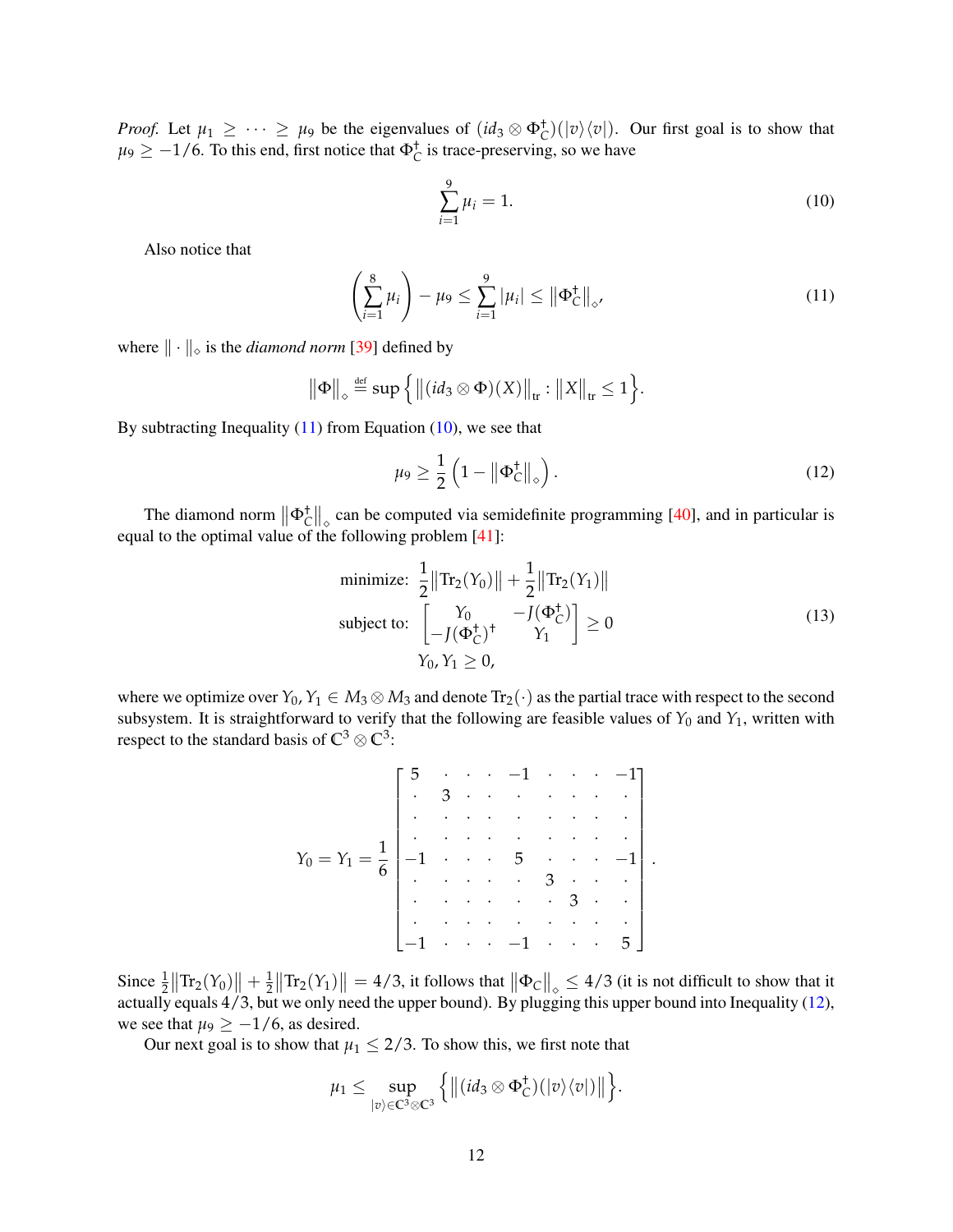*Proof.* Let $\mu_1 \geq \cdots \geq \mu_9$ be the eigenvalues of $(id_3 \otimes \Phi_C^\dagger)(|v\rangle\langle v|)$. Our first goal is to show that $\mu_9 \geq -1/6$. To this end, first notice that $\Phi_C^\dagger$ is trace-preserving, so we have

$$\sum_{i=1}^{9} \mu_i = 1. \tag{10}$$

Also notice that

$$\left(\sum_{i=1}^{8} \mu_i\right) - \mu_9 \leq \sum_{i=1}^{9} |\mu_i| \leq \big\|\Phi_C^\dagger\big\|_\diamond, \tag{11}$$

where $\|\cdot\|_\diamond$ is the *diamond norm* [39] defined by

$$\big\|\Phi\big\|_\diamond \stackrel{\text{def}}{=} \sup\Big\{\big\|(id_3 \otimes \Phi)(X)\big\|_{\text{tr}} : \big\|X\big\|_{\text{tr}} \leq 1\Big\}.$$

By subtracting Inequality (11) from Equation (10), we see that

$$\mu_9 \geq \frac{1}{2}\left(1 - \big\|\Phi_C^\dagger\big\|_\diamond\right). \tag{12}$$

The diamond norm $\big\|\Phi_C^\dagger\big\|_\diamond$ can be computed via semidefinite programming [40], and in particular is equal to the optimal value of the following problem [41]:

$$\begin{aligned}
\text{minimize:}\;\; & \frac{1}{2}\big\|\text{Tr}_2(Y_0)\big\| + \frac{1}{2}\big\|\text{Tr}_2(Y_1)\big\| \\
\text{subject to:}\;\; & \begin{bmatrix} Y_0 & -J(\Phi_C^\dagger) \\ -J(\Phi_C^\dagger)^\dagger & Y_1 \end{bmatrix} \geq 0 \\
& Y_0, Y_1 \geq 0,
\end{aligned} \tag{13}$$

where we optimize over $Y_0, Y_1 \in M_3 \otimes M_3$ and denote $\text{Tr}_2(\cdot)$ as the partial trace with respect to the second subsystem. It is straightforward to verify that the following are feasible values of $Y_0$ and $Y_1$, written with respect to the standard basis of $\mathbb{C}^3 \otimes \mathbb{C}^3$:

$$Y_0 = Y_1 = \frac{1}{6}\begin{bmatrix}
5 & \cdot & \cdot & \cdot & -1 & \cdot & \cdot & \cdot & -1 \\
\cdot & 3 & \cdot & \cdot & \cdot & \cdot & \cdot & \cdot & \cdot \\
\cdot & \cdot & \cdot & \cdot & \cdot & \cdot & \cdot & \cdot & \cdot \\
\cdot & \cdot & \cdot & \cdot & \cdot & \cdot & \cdot & \cdot & \cdot \\
-1 & \cdot & \cdot & \cdot & 5 & \cdot & \cdot & \cdot & -1 \\
\cdot & \cdot & \cdot & \cdot & \cdot & 3 & \cdot & \cdot & \cdot \\
\cdot & \cdot & \cdot & \cdot & \cdot & \cdot & 3 & \cdot & \cdot \\
\cdot & \cdot & \cdot & \cdot & \cdot & \cdot & \cdot & \cdot & \cdot \\
-1 & \cdot & \cdot & \cdot & -1 & \cdot & \cdot & \cdot & 5
\end{bmatrix}.$$

Since $\frac{1}{2}\big\|\text{Tr}_2(Y_0)\big\| + \frac{1}{2}\big\|\text{Tr}_2(Y_1)\big\| = 4/3$, it follows that $\big\|\Phi_C\big\|_\diamond \leq 4/3$ (it is not difficult to show that it actually equals $4/3$, but we only need the upper bound). By plugging this upper bound into Inequality (12), we see that $\mu_9 \geq -1/6$, as desired.

Our next goal is to show that $\mu_1 \leq 2/3$. To show this, we first note that

$$\mu_1 \leq \sup_{|v\rangle \in \mathbb{C}^3 \otimes \mathbb{C}^3} \Big\{\big\|(id_3 \otimes \Phi_C^\dagger)(|v\rangle\langle v|)\big\|\Big\}.$$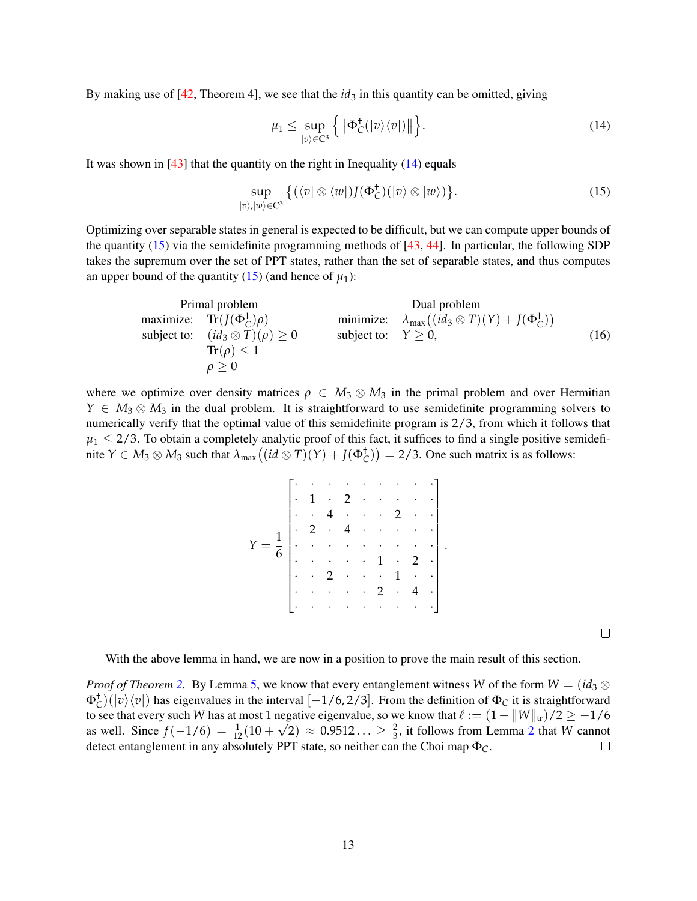By making use of [42, Theorem 4], we see that the $id_3$ in this quantity can be omitted, giving

$$\mu_1 \leq \sup_{|v\rangle \in \mathbb{C}^3} \Big\{ \big\| \Phi_C^\dagger(|v\rangle\langle v|) \big\| \Big\}. \tag{14}$$

It was shown in [43] that the quantity on the right in Inequality (14) equals

$$\sup_{|v\rangle, |w\rangle \in \mathbb{C}^3} \big\{ (\langle v| \otimes \langle w|) J(\Phi_C^\dagger)(|v\rangle \otimes |w\rangle) \big\}. \tag{15}$$

Optimizing over separable states in general is expected to be difficult, but we can compute upper bounds of the quantity (15) via the semidefinite programming methods of [43, 44]. In particular, the following SDP takes the supremum over the set of PPT states, rather than the set of separable states, and thus computes an upper bound of the quantity (15) (and hence of $\mu_1$):

$$\begin{array}{llcll}
\multicolumn{2}{c}{\text{Primal problem}} & & \multicolumn{2}{c}{\text{Dual problem}} \\
\text{maximize:} & \mathrm{Tr}(J(\Phi_C^\dagger)\rho) & & \text{minimize:} & \lambda_{\max}\big((id_3 \otimes T)(Y) + J(\Phi_C^\dagger)\big) \\
\text{subject to:} & (id_3 \otimes T)(\rho) \geq 0 & & \text{subject to:} & Y \geq 0, \\
& \mathrm{Tr}(\rho) \leq 1 & & & \\
& \rho \geq 0 & & &
\end{array} \tag{16}$$

where we optimize over density matrices $\rho \in M_3 \otimes M_3$ in the primal problem and over Hermitian $Y \in M_3 \otimes M_3$ in the dual problem. It is straightforward to use semidefinite programming solvers to numerically verify that the optimal value of this semidefinite program is $2/3$, from which it follows that $\mu_1 \leq 2/3$. To obtain a completely analytic proof of this fact, it suffices to find a single positive semidefinite $Y \in M_3 \otimes M_3$ such that $\lambda_{\max}\big((id \otimes T)(Y) + J(\Phi_C^\dagger)\big) = 2/3$. One such matrix is as follows:

$$Y = \frac{1}{6}\begin{bmatrix}
\cdot & \cdot & \cdot & \cdot & \cdot & \cdot & \cdot & \cdot & \cdot \\
\cdot & 1 & \cdot & 2 & \cdot & \cdot & \cdot & \cdot & \cdot \\
\cdot & \cdot & 4 & \cdot & \cdot & \cdot & 2 & \cdot & \cdot \\
\cdot & 2 & \cdot & 4 & \cdot & \cdot & \cdot & \cdot & \cdot \\
\cdot & \cdot & \cdot & \cdot & \cdot & \cdot & \cdot & \cdot & \cdot \\
\cdot & \cdot & \cdot & \cdot & \cdot & 1 & \cdot & 2 & \cdot \\
\cdot & \cdot & 2 & \cdot & \cdot & \cdot & 1 & \cdot & \cdot \\
\cdot & \cdot & \cdot & \cdot & \cdot & 2 & \cdot & 4 & \cdot \\
\cdot & \cdot & \cdot & \cdot & \cdot & \cdot & \cdot & \cdot & \cdot
\end{bmatrix}.$$

□

With the above lemma in hand, we are now in a position to prove the main result of this section.

*Proof of Theorem 2.* By Lemma 5, we know that every entanglement witness $W$ of the form $W = (id_3 \otimes \Phi_C^\dagger)(|v\rangle\langle v|)$ has eigenvalues in the interval $[-1/6, 2/3]$. From the definition of $\Phi_C$ it is straightforward to see that every such $W$ has at most 1 negative eigenvalue, so we know that $\ell := (1 - \|W\|_{\mathrm{tr}})/2 \geq -1/6$ as well. Since $f(-1/6) = \frac{1}{12}(10 + \sqrt{2}) \approx 0.9512\ldots \geq \frac{2}{3}$, it follows from Lemma 2 that $W$ cannot detect entanglement in any absolutely PPT state, so neither can the Choi map $\Phi_C$. □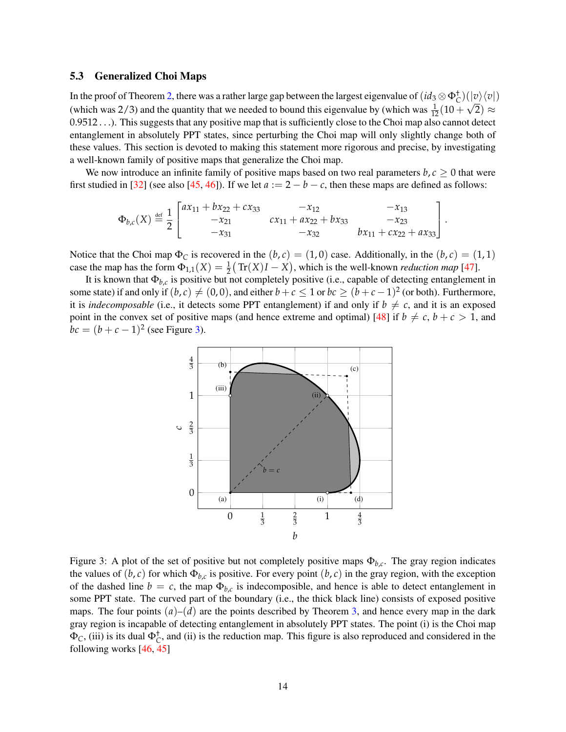### 5.3 Generalized Choi Maps

In the proof of Theorem 2, there was a rather large gap between the largest eigenvalue of $(id_3 \otimes \Phi_C^\dagger)(|v\rangle\langle v|)$ (which was $2/3$) and the quantity that we needed to bound this eigenvalue by (which was $\frac{1}{12}(10+\sqrt{2}) \approx 0.9512\ldots$). This suggests that any positive map that is sufficiently close to the Choi map also cannot detect entanglement in absolutely PPT states, since perturbing the Choi map will only slightly change both of these values. This section is devoted to making this statement more rigorous and precise, by investigating a well-known family of positive maps that generalize the Choi map.

We now introduce an infinite family of positive maps based on two real parameters $b, c \geq 0$ that were first studied in [32] (see also [45, 46]). If we let $a := 2 - b - c$, then these maps are defined as follows:

$$\Phi_{b,c}(X) \stackrel{\text{def}}{=} \frac{1}{2}\begin{bmatrix} ax_{11} + bx_{22} + cx_{33} & -x_{12} & -x_{13} \\ -x_{21} & cx_{11} + ax_{22} + bx_{33} & -x_{23} \\ -x_{31} & -x_{32} & bx_{11} + cx_{22} + ax_{33} \end{bmatrix}.$$

Notice that the Choi map $\Phi_C$ is recovered in the $(b,c) = (1,0)$ case. Additionally, in the $(b,c) = (1,1)$ case the map has the form $\Phi_{1,1}(X) = \frac{1}{2}\big(\mathrm{Tr}(X)I - X\big)$, which is the well-known *reduction map* [47].

It is known that $\Phi_{b,c}$ is positive but not completely positive (i.e., capable of detecting entanglement in some state) if and only if $(b,c) \neq (0,0)$, and either $b + c \leq 1$ or $bc \geq (b+c-1)^2$ (or both). Furthermore, it is *indecomposable* (i.e., it detects some PPT entanglement) if and only if $b \neq c$, and it is an exposed point in the convex set of positive maps (and hence extreme and optimal) [48] if $b \neq c$, $b + c > 1$, and $bc = (b+c-1)^2$ (see Figure 3).

Figure 3: A plot of the set of positive but not completely positive maps $\Phi_{b,c}$. The gray region indicates the values of $(b,c)$ for which $\Phi_{b,c}$ is positive. For every point $(b,c)$ in the gray region, with the exception of the dashed line $b = c$, the map $\Phi_{b,c}$ is indecomposible, and hence is able to detect entanglement in some PPT state. The curved part of the boundary (i.e., the thick black line) consists of exposed positive maps. The four points $(a)$–$(d)$ are the points described by Theorem 3, and hence every map in the dark gray region is incapable of detecting entanglement in absolutely PPT states. The point (i) is the Choi map $\Phi_C$, (iii) is its dual $\Phi_C^\dagger$, and (ii) is the reduction map. This figure is also reproduced and considered in the following works [46, 45]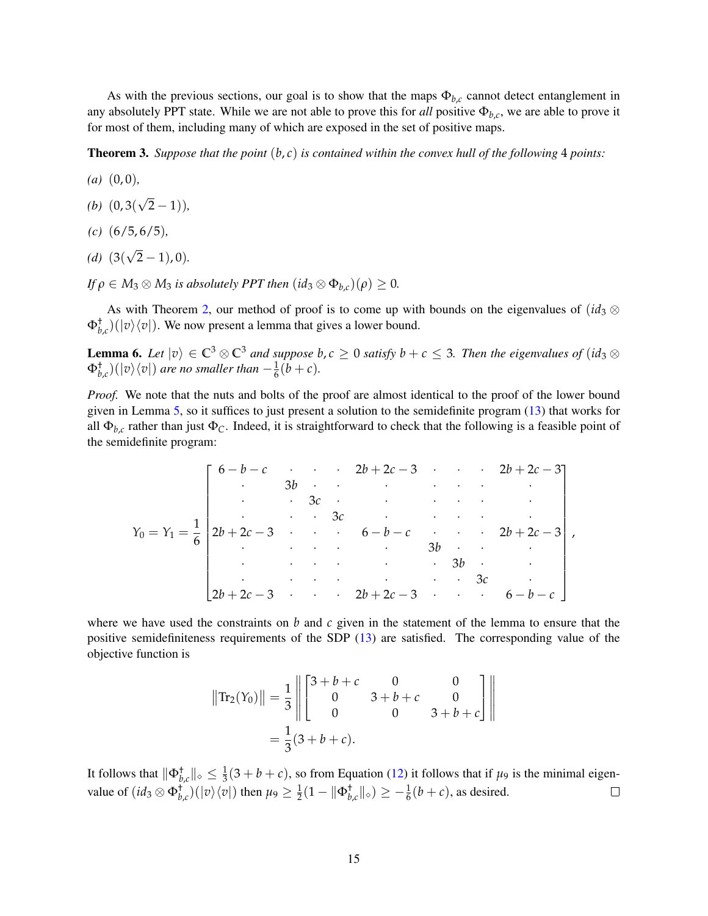As with the previous sections, our goal is to show that the maps $\Phi_{b,c}$ cannot detect entanglement in any absolutely PPT state. While we are not able to prove this for *all* positive $\Phi_{b,c}$, we are able to prove it for most of them, including many of which are exposed in the set of positive maps.

**Theorem 3.** *Suppose that the point $(b, c)$ is contained within the convex hull of the following 4 points:*

*(a)* $(0, 0)$,

*(b)* $(0, 3(\sqrt{2} - 1))$,

*(c)* $(6/5, 6/5)$,

*(d)* $(3(\sqrt{2} - 1), 0)$.

*If $\rho \in M_3 \otimes M_3$ is absolutely PPT then $(id_3 \otimes \Phi_{b,c})(\rho) \geq 0$.*

As with Theorem 2, our method of proof is to come up with bounds on the eigenvalues of $(id_3 \otimes \Phi_{b,c}^\dagger)(|v\rangle\langle v|)$. We now present a lemma that gives a lower bound.

**Lemma 6.** *Let $|v\rangle \in \mathbb{C}^3 \otimes \mathbb{C}^3$ and suppose $b, c \geq 0$ satisfy $b + c \leq 3$. Then the eigenvalues of $(id_3 \otimes \Phi_{b,c}^\dagger)(|v\rangle\langle v|)$ are no smaller than $-\frac{1}{6}(b + c)$.*

*Proof.* We note that the nuts and bolts of the proof are almost identical to the proof of the lower bound given in Lemma 5, so it suffices to just present a solution to the semidefinite program (13) that works for all $\Phi_{b,c}$ rather than just $\Phi_C$. Indeed, it is straightforward to check that the following is a feasible point of the semidefinite program:

$$
Y_0 = Y_1 = \frac{1}{6}\begin{bmatrix}
6-b-c & \cdot & \cdot & \cdot & 2b+2c-3 & \cdot & \cdot & \cdot & 2b+2c-3 \\
\cdot & 3b & \cdot & \cdot & \cdot & \cdot & \cdot & \cdot & \cdot \\
\cdot & \cdot & 3c & \cdot & \cdot & \cdot & \cdot & \cdot & \cdot \\
\cdot & \cdot & \cdot & 3c & \cdot & \cdot & \cdot & \cdot & \cdot \\
2b+2c-3 & \cdot & \cdot & \cdot & 6-b-c & \cdot & \cdot & \cdot & 2b+2c-3 \\
\cdot & \cdot & \cdot & \cdot & \cdot & 3b & \cdot & \cdot & \cdot \\
\cdot & \cdot & \cdot & \cdot & \cdot & \cdot & 3b & \cdot & \cdot \\
\cdot & \cdot & \cdot & \cdot & \cdot & \cdot & \cdot & 3c & \cdot \\
2b+2c-3 & \cdot & \cdot & \cdot & 2b+2c-3 & \cdot & \cdot & \cdot & 6-b-c
\end{bmatrix},
$$

where we have used the constraints on $b$ and $c$ given in the statement of the lemma to ensure that the positive semidefiniteness requirements of the SDP (13) are satisfied. The corresponding value of the objective function is

$$
\begin{aligned}
\big\|\mathrm{Tr}_2(Y_0)\big\| &= \frac{1}{3}\left\| \begin{bmatrix} 3+b+c & 0 & 0 \\ 0 & 3+b+c & 0 \\ 0 & 0 & 3+b+c \end{bmatrix} \right\| \\
&= \frac{1}{3}(3+b+c).
\end{aligned}
$$

It follows that $\|\Phi_{b,c}^\dagger\|_\diamond \leq \frac{1}{3}(3+b+c)$, so from Equation (12) it follows that if $\mu_9$ is the minimal eigenvalue of $(id_3 \otimes \Phi_{b,c}^\dagger)(|v\rangle\langle v|)$ then $\mu_9 \geq \frac{1}{2}(1 - \|\Phi_{b,c}^\dagger\|_\diamond) \geq -\frac{1}{6}(b+c)$, as desired. $\square$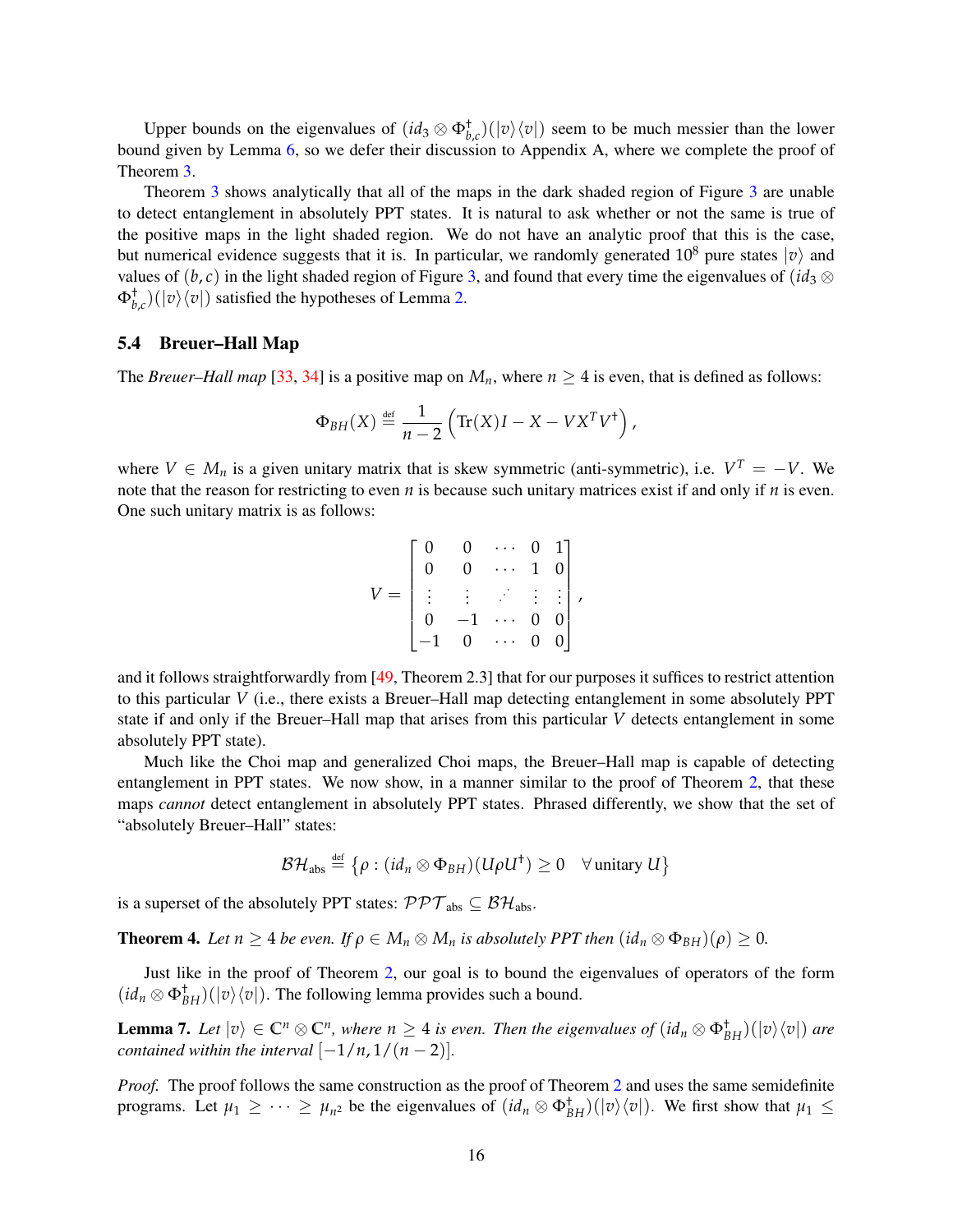Upper bounds on the eigenvalues of $(id_3 \otimes \Phi_{b,c}^\dagger)(|v\rangle\langle v|)$ seem to be much messier than the lower bound given by Lemma 6, so we defer their discussion to Appendix A, where we complete the proof of Theorem 3.

Theorem 3 shows analytically that all of the maps in the dark shaded region of Figure 3 are unable to detect entanglement in absolutely PPT states. It is natural to ask whether or not the same is true of the positive maps in the light shaded region. We do not have an analytic proof that this is the case, but numerical evidence suggests that it is. In particular, we randomly generated $10^8$ pure states $|v\rangle$ and values of $(b,c)$ in the light shaded region of Figure 3, and found that every time the eigenvalues of $(id_3 \otimes \Phi_{b,c}^\dagger)(|v\rangle\langle v|)$ satisfied the hypotheses of Lemma 2.

### 5.4 Breuer–Hall Map

The *Breuer–Hall map* [33, 34] is a positive map on $M_n$, where $n \geq 4$ is even, that is defined as follows:

$$\Phi_{BH}(X) \stackrel{\text{def}}{=} \frac{1}{n-2}\left(\text{Tr}(X)I - X - VX^TV^\dagger\right),$$

where $V \in M_n$ is a given unitary matrix that is skew symmetric (anti-symmetric), i.e. $V^T = -V$. We note that the reason for restricting to even $n$ is because such unitary matrices exist if and only if $n$ is even. One such unitary matrix is as follows:

$$V = \begin{bmatrix} 0 & 0 & \cdots & 0 & 1 \\ 0 & 0 & \cdots & 1 & 0 \\ \vdots & \vdots & \iddots & \vdots & \vdots \\ 0 & -1 & \cdots & 0 & 0 \\ -1 & 0 & \cdots & 0 & 0 \end{bmatrix},$$

and it follows straightforwardly from [49, Theorem 2.3] that for our purposes it suffices to restrict attention to this particular $V$ (i.e., there exists a Breuer–Hall map detecting entanglement in some absolutely PPT state if and only if the Breuer–Hall map that arises from this particular $V$ detects entanglement in some absolutely PPT state).

Much like the Choi map and generalized Choi maps, the Breuer–Hall map is capable of detecting entanglement in PPT states. We now show, in a manner similar to the proof of Theorem 2, that these maps *cannot* detect entanglement in absolutely PPT states. Phrased differently, we show the set of "absolutely Breuer–Hall" states:

$$\mathcal{BH}_{\text{abs}} \stackrel{\text{def}}{=} \left\{\rho : (id_n \otimes \Phi_{BH})(U\rho U^\dagger) \geq 0 \quad \forall \, \text{unitary } U\right\}$$

is a superset of the absolutely PPT states: $\mathcal{PPT}_{\text{abs}} \subseteq \mathcal{BH}_{\text{abs}}$.

**Theorem 4.** *Let $n \geq 4$ be even. If $\rho \in M_n \otimes M_n$ is absolutely PPT then $(id_n \otimes \Phi_{BH})(\rho) \geq 0$.*

Just like in the proof of Theorem 2, our goal is to bound the eigenvalues of operators of the form $(id_n \otimes \Phi_{BH}^\dagger)(|v\rangle\langle v|)$. The following lemma provides such a bound.

**Lemma 7.** *Let $|v\rangle \in \mathbb{C}^n \otimes \mathbb{C}^n$, where $n \geq 4$ is even. Then the eigenvalues of $(id_n \otimes \Phi_{BH}^\dagger)(|v\rangle\langle v|)$ are contained within the interval $[-1/n, 1/(n-2)]$.*

*Proof.* The proof follows the same construction as the proof of Theorem 2 and uses the same semidefinite programs. Let $\mu_1 \geq \cdots \geq \mu_{n^2}$ be the eigenvalues of $(id_n \otimes \Phi_{BH}^\dagger)(|v\rangle\langle v|)$. We first show that $\mu_1 \leq$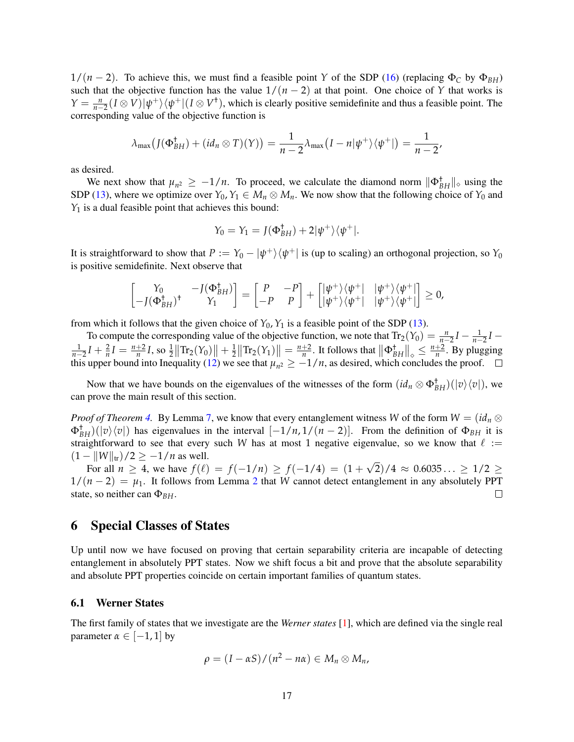$1/(n-2)$. To achieve this, we must find a feasible point $Y$ of the SDP (16) (replacing $\Phi_C$ by $\Phi_{BH}$) such that the objective function has the value $1/(n-2)$ at that point. One choice of $Y$ that works is $Y = \frac{n}{n-2}(I \otimes V)|\psi^+\rangle\langle\psi^+|(I \otimes V^\dagger)$, which is clearly positive semidefinite and thus a feasible point. The corresponding value of the objective function is

$$\lambda_{\max}\big(J(\Phi_{BH}^\dagger) + (id_n \otimes T)(Y)\big) = \frac{1}{n-2}\lambda_{\max}\big(I - n|\psi^+\rangle\langle\psi^+|\big) = \frac{1}{n-2},$$

as desired.

We next show that $\mu_{n^2} \geq -1/n$. To proceed, we calculate the diamond norm $\|\Phi_{BH}^\dagger\|_\diamond$ using the SDP (13), where we optimize over $Y_0, Y_1 \in M_n \otimes M_n$. We now show that the following choice of $Y_0$ and $Y_1$ is a dual feasible point that achieves this bound:

$$Y_0 = Y_1 = J(\Phi_{BH}^\dagger) + 2|\psi^+\rangle\langle\psi^+|.$$

It is straightforward to show that $P := Y_0 - |\psi^+\rangle\langle\psi^+|$ is (up to scaling) an orthogonal projection, so $Y_0$ is positive semidefinite. Next observe that

$$\begin{bmatrix} Y_0 & -J(\Phi_{BH}^\dagger) \\ -J(\Phi_{BH}^\dagger)^\dagger & Y_1 \end{bmatrix} = \begin{bmatrix} P & -P \\ -P & P \end{bmatrix} + \begin{bmatrix} |\psi^+\rangle\langle\psi^+| & |\psi^+\rangle\langle\psi^+| \\ |\psi^+\rangle\langle\psi^+| & |\psi^+\rangle\langle\psi^+| \end{bmatrix} \geq 0,$$

from which it follows that the given choice of $Y_0, Y_1$ is a feasible point of the SDP (13).

To compute the corresponding value of the objective function, we note that $\mathrm{Tr}_2(Y_0) = \frac{n}{n-2}I - \frac{1}{n-2}I - \frac{1}{n-2}I + \frac{2}{n}I = \frac{n+2}{n}I$, so $\frac{1}{2}\big\|\mathrm{Tr}_2(Y_0)\big\| + \frac{1}{2}\big\|\mathrm{Tr}_2(Y_1)\big\| = \frac{n+2}{n}$. It follows that $\big\|\Phi_{BH}^\dagger\big\|_\diamond \leq \frac{n+2}{n}$. By plugging this upper bound into Inequality (12) we see that $\mu_{n^2} \geq -1/n$, as desired, which concludes the proof. $\square$

Now that we have bounds on the eigenvalues of the witnesses of the form $(id_n \otimes \Phi_{BH}^\dagger)(|v\rangle\langle v|)$, we can prove the main result of this section.

*Proof of Theorem 4.* By Lemma 7, we know that every entanglement witness $W$ of the form $W = (id_n \otimes \Phi_{BH}^\dagger)(|v\rangle\langle v|)$ has eigenvalues in the interval $[-1/n, 1/(n-2)]$. From the definition of $\Phi_{BH}$ it is straightforward to see that every such $W$ has at most 1 negative eigenvalue, so we know that $\ell := (1 - \|W\|_{\mathrm{tr}})/2 \geq -1/n$ as well.

For all $n \geq 4$, we have $f(\ell) = f(-1/n) \geq f(-1/4) = (1+\sqrt{2})/4 \approx 0.6035\ldots \geq 1/2 \geq 1/(n-2) = \mu_1$. It follows from Lemma 2 that $W$ cannot detect entanglement in any absolutely PPT state, so neither can $\Phi_{BH}$. $\square$

## 6 Special Classes of States

Up until now we have focused on proving that certain separability criteria are incapable of detecting entanglement in absolutely PPT states. Now we shift focus a bit and prove that the absolute separability and absolute PPT properties coincide on certain important families of quantum states.

### 6.1 Werner States

The first family of states that we investigate are the *Werner states* [1], which are defined via the single real parameter $\alpha \in [-1, 1]$ by

$$\rho = (I - \alpha S)/(n^2 - n\alpha) \in M_n \otimes M_n,$$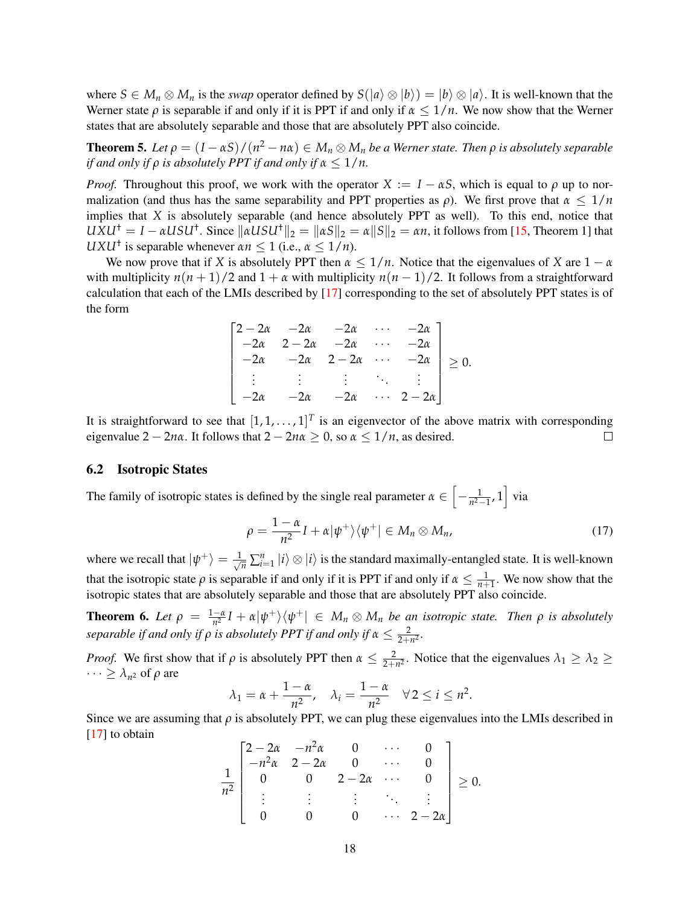where $S \in M_n \otimes M_n$ is the *swap* operator defined by $S(|a\rangle \otimes |b\rangle) = |b\rangle \otimes |a\rangle$. It is well-known that the Werner state $\rho$ is separable if and only if it is PPT if and only if $\alpha \leq 1/n$. We now show that the Werner states that are absolutely separable and those that are absolutely PPT also coincide.

**Theorem 5.** *Let $\rho = (I - \alpha S)/(n^2 - n\alpha) \in M_n \otimes M_n$ be a Werner state. Then $\rho$ is absolutely separable if and only if $\rho$ is absolutely PPT if and only if $\alpha \leq 1/n$.*

*Proof.* Throughout this proof, we work with the operator $X := I - \alpha S$, which is equal to $\rho$ up to normalization (and thus has the same separability and PPT properties as $\rho$). We first prove that $\alpha \leq 1/n$ implies that $X$ is absolutely separable (and hence absolutely PPT as well). To this end, notice that $UXU^\dagger = I - \alpha USU^\dagger$. Since $\|\alpha USU^\dagger\|_2 = \|\alpha S\|_2 = \alpha\|S\|_2 = \alpha n$, it follows from [15, Theorem 1] that $UXU^\dagger$ is separable whenever $\alpha n \leq 1$ (i.e., $\alpha \leq 1/n$).

We now prove that if $X$ is absolutely PPT then $\alpha \leq 1/n$. Notice that the eigenvalues of $X$ are $1 - \alpha$ with multiplicity $n(n+1)/2$ and $1 + \alpha$ with multiplicity $n(n-1)/2$. It follows from a straightforward calculation that each of the LMIs described by [17] corresponding to the set of absolutely PPT states is of the form

$$\begin{bmatrix} 2-2\alpha & -2\alpha & -2\alpha & \cdots & -2\alpha \\ -2\alpha & 2-2\alpha & -2\alpha & \cdots & -2\alpha \\ -2\alpha & -2\alpha & 2-2\alpha & \cdots & -2\alpha \\ \vdots & \vdots & \vdots & \ddots & \vdots \\ -2\alpha & -2\alpha & -2\alpha & \cdots & 2-2\alpha \end{bmatrix} \geq 0.$$

It is straightforward to see that $[1, 1, \ldots, 1]^T$ is an eigenvector of the above matrix with corresponding eigenvalue $2 - 2n\alpha$. It follows that $2 - 2n\alpha \geq 0$, so $\alpha \leq 1/n$, as desired. □

### 6.2 Isotropic States

The family of isotropic states is defined by the single real parameter $\alpha \in \left[-\frac{1}{n^2-1}, 1\right]$ via

$$\rho = \frac{1-\alpha}{n^2} I + \alpha|\psi^+\rangle\langle\psi^+| \in M_n \otimes M_n, \tag{17}$$

where we recall that $|\psi^+\rangle = \frac{1}{\sqrt{n}} \sum_{i=1}^n |i\rangle \otimes |i\rangle$ is the standard maximally-entangled state. It is well-known that the isotropic state $\rho$ is separable if and only if it is PPT if and only if $\alpha \leq \frac{1}{n+1}$. We now show that the isotropic states that are absolutely separable and those that are absolutely PPT also coincide.

**Theorem 6.** *Let $\rho = \frac{1-\alpha}{n^2} I + \alpha|\psi^+\rangle\langle\psi^+| \in M_n \otimes M_n$ be an isotropic state. Then $\rho$ is absolutely separable if and only if $\rho$ is absolutely PPT if and only if $\alpha \leq \frac{2}{2+n^2}$.*

*Proof.* We first show that if $\rho$ is absolutely PPT then $\alpha \leq \frac{2}{2+n^2}$. Notice that the eigenvalues $\lambda_1 \geq \lambda_2 \geq \cdots \geq \lambda_{n^2}$ of $\rho$ are

$$\lambda_1 = \alpha + \frac{1-\alpha}{n^2}, \quad \lambda_i = \frac{1-\alpha}{n^2} \quad \forall 2 \leq i \leq n^2.$$

Since we are assuming that $\rho$ is absolutely PPT, we can plug these eigenvalues into the LMIs described in [17] to obtain

$$\frac{1}{n^2}\begin{bmatrix} 2-2\alpha & -n^2\alpha & 0 & \cdots & 0 \\ -n^2\alpha & 2-2\alpha & 0 & \cdots & 0 \\ 0 & 0 & 2-2\alpha & \cdots & 0 \\ \vdots & \vdots & \vdots & \ddots & \vdots \\ 0 & 0 & 0 & \cdots & 2-2\alpha \end{bmatrix} \geq 0.$$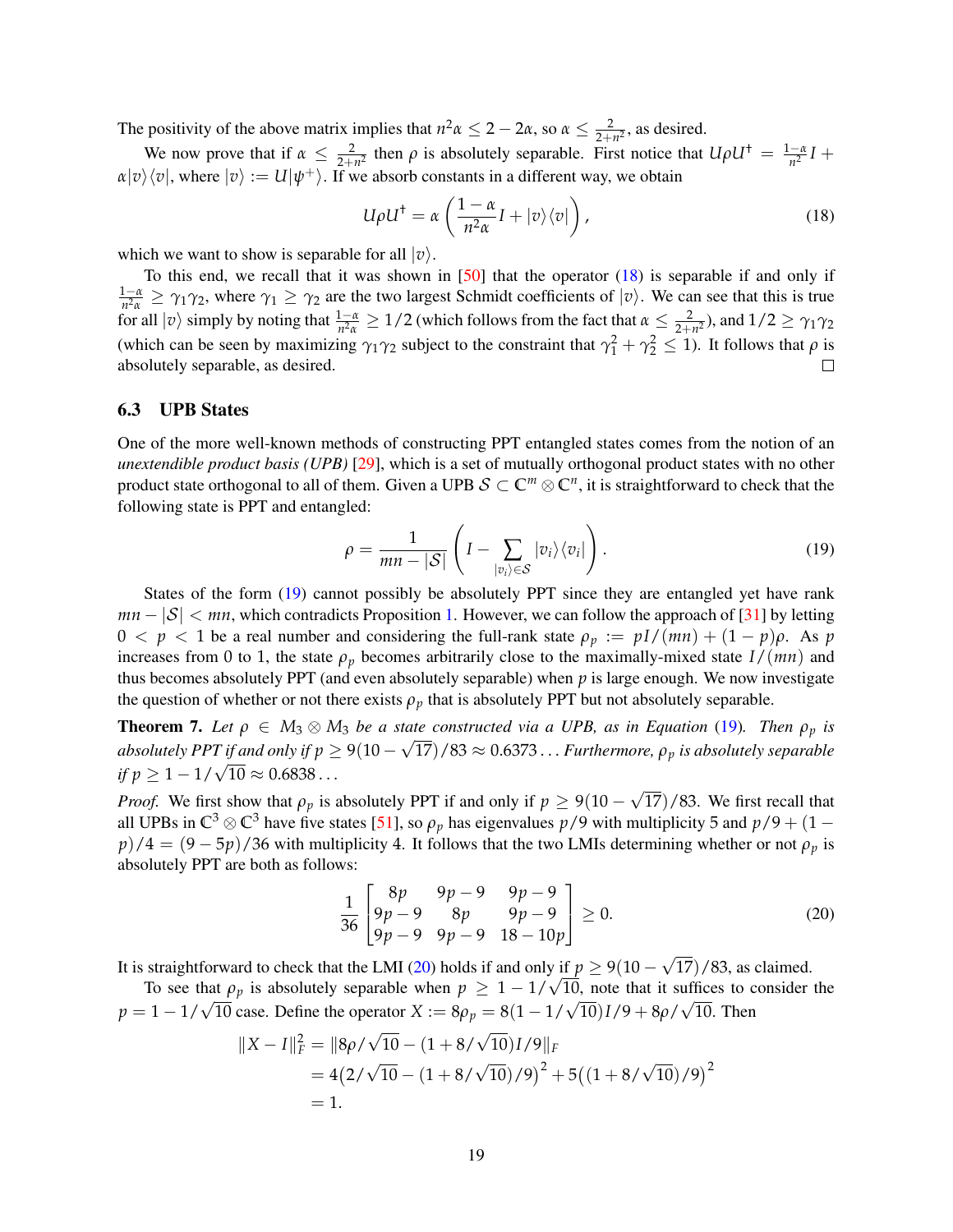The positivity of the above matrix implies that $n^2\alpha \leq 2 - 2\alpha$, so $\alpha \leq \frac{2}{2+n^2}$, as desired.

We now prove that if $\alpha \leq \frac{2}{2+n^2}$ then $\rho$ is absolutely separable. First notice that $U\rho U^\dagger = \frac{1-\alpha}{n^2}I + \alpha|v\rangle\langle v|$, where $|v\rangle := U|\psi^+\rangle$. If we absorb constants in a different way, we obtain

$$U\rho U^\dagger = \alpha\left(\frac{1-\alpha}{n^2\alpha}I + |v\rangle\langle v|\right), \tag{18}$$

which we want to show is separable for all $|v\rangle$.

To this end, we recall that it was shown in [50] that the operator (18) is separable if and only if $\frac{1-\alpha}{n^2\alpha} \geq \gamma_1\gamma_2$, where $\gamma_1 \geq \gamma_2$ are the two largest Schmidt coefficients of $|v\rangle$. We can see that this is true for all $|v\rangle$ simply by noting that $\frac{1-\alpha}{n^2\alpha} \geq 1/2$ (which follows from the fact that $\alpha \leq \frac{2}{2+n^2}$), and $1/2 \geq \gamma_1\gamma_2$ (which can be seen by maximizing $\gamma_1\gamma_2$ subject to the constraint that $\gamma_1^2 + \gamma_2^2 \leq 1$). It follows that $\rho$ is absolutely separable, as desired. □

### 6.3 UPB States

One of the more well-known methods of constructing PPT entangled states comes from the notion of an *unextendible product basis (UPB)* [29], which is a set of mutually orthogonal product states with no other product state orthogonal to all of them. Given a UPB $\mathcal{S} \subset \mathbb{C}^m \otimes \mathbb{C}^n$, it is straightforward to check that the following state is PPT and entangled:

$$\rho = \frac{1}{mn - |\mathcal{S}|}\left(I - \sum_{|v_i\rangle \in \mathcal{S}} |v_i\rangle\langle v_i|\right). \tag{19}$$

States of the form (19) cannot possibly be absolutely PPT since they are entangled yet have rank $mn - |\mathcal{S}| < mn$, which contradicts Proposition 1. However, we can follow the approach of [31] by letting $0 < p < 1$ be a real number and considering the full-rank state $\rho_p := pI/(mn) + (1-p)\rho$. As $p$ increases from 0 to 1, the state $\rho_p$ becomes arbitrarily close to the maximally-mixed state $I/(mn)$ and thus becomes absolutely PPT (and even absolutely separable) when $p$ is large enough. We now investigate the question of whether or not there exists $\rho_p$ that is absolutely PPT but not absolutely separable.

**Theorem 7.** *Let $\rho \in M_3 \otimes M_3$ be a state constructed via a UPB, as in Equation (19). Then $\rho_p$ is absolutely PPT if and only if $p \geq 9(10 - \sqrt{17})/83 \approx 0.6373\ldots$ Furthermore, $\rho_p$ is absolutely separable if $p \geq 1 - 1/\sqrt{10} \approx 0.6838\ldots$*

*Proof.* We first show that $\rho_p$ is absolutely PPT if and only if $p \geq 9(10 - \sqrt{17})/83$. We first recall that all UPBs in $\mathbb{C}^3 \otimes \mathbb{C}^3$ have five states [51], so $\rho_p$ has eigenvalues $p/9$ with multiplicity 5 and $p/9 + (1-p)/4 = (9-5p)/36$ with multiplicity 4. It follows that the two LMIs determining whether or not $\rho_p$ is absolutely PPT are both as follows:

$$\frac{1}{36}\begin{bmatrix} 8p & 9p-9 & 9p-9 \\ 9p-9 & 8p & 9p-9 \\ 9p-9 & 9p-9 & 18-10p \end{bmatrix} \succeq 0. \tag{20}$$

It is straightforward to check that the LMI (20) holds if and only if $p \geq 9(10 - \sqrt{17})/83$, as claimed.

To see that $\rho_p$ is absolutely separable when $p \geq 1 - 1/\sqrt{10}$, note that it suffices to consider the $p = 1 - 1/\sqrt{10}$ case. Define the operator $X := 8\rho_p = 8(1 - 1/\sqrt{10})I/9 + 8\rho/\sqrt{10}$. Then

$$\begin{aligned}
\|X - I\|_F^2 &= \|8\rho/\sqrt{10} - (1 + 8/\sqrt{10})I/9\|_F \\
&= 4\big(2/\sqrt{10} - (1 + 8/\sqrt{10})/9\big)^2 + 5\big((1 + 8/\sqrt{10})/9\big)^2 \\
&= 1.
\end{aligned}$$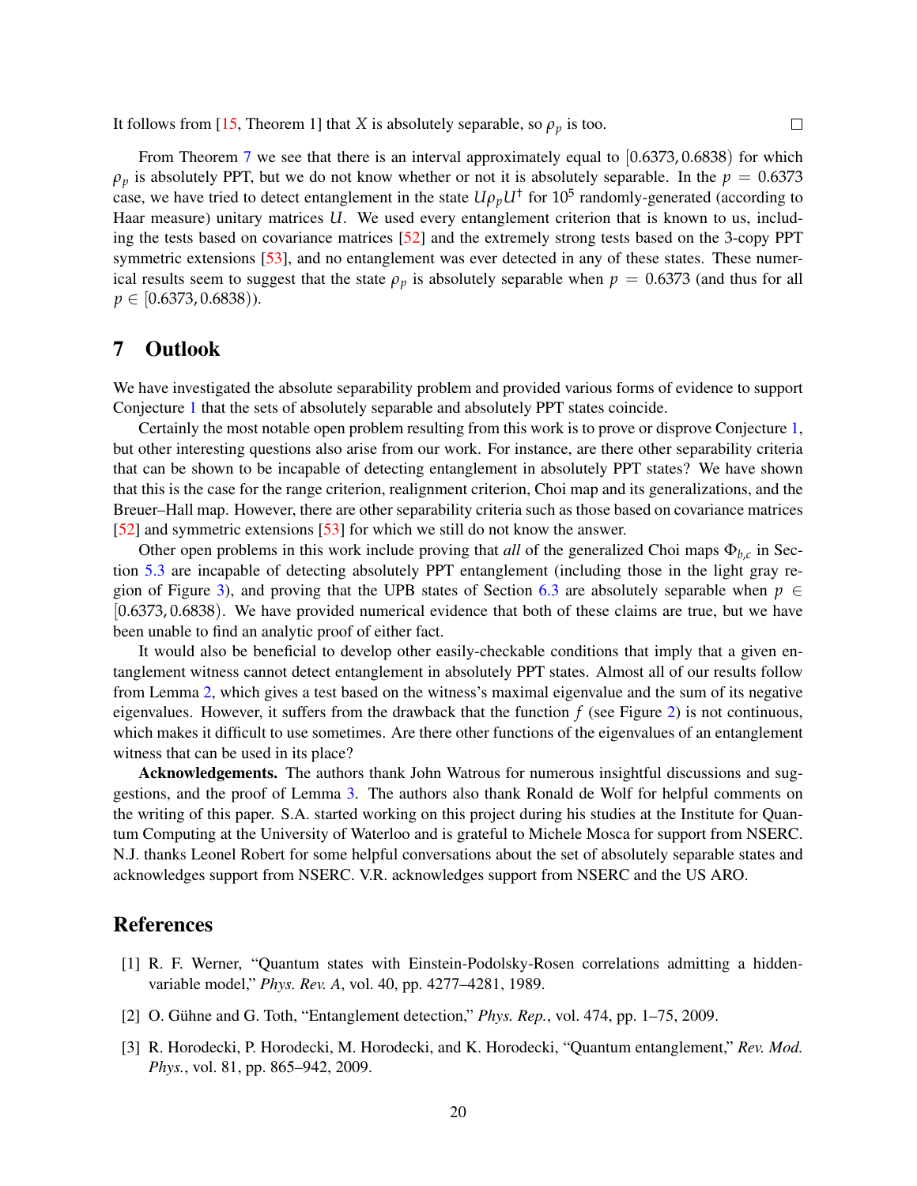It follows from [15, Theorem 1] that $X$ is absolutely separable, so $\rho_p$ is too. $\square$

From Theorem 7 we see that there is an interval approximately equal to $[0.6373, 0.6838)$ for which $\rho_p$ is absolutely PPT, but we do not know whether or not it is absolutely separable. In the $p = 0.6373$ case, we have tried to detect entanglement in the state $U\rho_p U^\dagger$ for $10^5$ randomly-generated (according to Haar measure) unitary matrices $U$. We used every entanglement criterion that is known to us, including the tests based on covariance matrices [52] and the extremely strong tests based on the 3-copy PPT symmetric extensions [53], and no entanglement was ever detected in any of these states. These numerical results seem to suggest that the state $\rho_p$ is absolutely separable when $p = 0.6373$ (and thus for all $p \in [0.6373, 0.6838)$).

## 7 Outlook

We have investigated the absolute separability problem and provided various forms of evidence to support Conjecture 1 that the sets of absolutely separable and absolutely PPT states coincide.

Certainly the most notable open problem resulting from this work is to prove or disprove Conjecture 1, but other interesting questions also arise from our work. For instance, are there other separability criteria that can be shown to be incapable of detecting entanglement in absolutely PPT states? We have shown that this is the case for the range criterion, realignment criterion, Choi map and its generalizations, and the Breuer–Hall map. However, there are other separability criteria such as those based on covariance matrices [52] and symmetric extensions [53] for which we still do not know the answer.

Other open problems in this work include proving that *all* of the generalized Choi maps $\Phi_{b,c}$ in Section 5.3 are incapable of detecting absolutely PPT entanglement (including those in the light gray region of Figure 3), and proving that the UPB states of Section 6.3 are absolutely separable when $p \in [0.6373, 0.6838)$. We have provided numerical evidence that both of these claims are true, but we have been unable to find an analytic proof of either fact.

It would also be beneficial to develop other easily-checkable conditions that imply that a given entanglement witness cannot detect entanglement in absolutely PPT states. Almost all of our results follow from Lemma 2, which gives a test based on the witness's maximal eigenvalue and the sum of its negative eigenvalues. However, it suffers from the drawback that the function $f$ (see Figure 2) is not continuous, which makes it difficult to use sometimes. Are there other functions of the eigenvalues of an entanglement witness that can be used in its place?

**Acknowledgements.** The authors thank John Watrous for numerous insightful discussions and suggestions, and the proof of Lemma 3. The authors also thank Ronald de Wolf for helpful comments on the writing of this paper. S.A. started working on this project during his studies at the Institute for Quantum Computing at the University of Waterloo and is grateful to Michele Mosca for support from NSERC. N.J. thanks Leonel Robert for some helpful conversations about the set of absolutely separable states and acknowledges support from NSERC. V.R. acknowledges support from NSERC and the US ARO.

## References

[1] R. F. Werner, "Quantum states with Einstein-Podolsky-Rosen correlations admitting a hidden-variable model," *Phys. Rev. A*, vol. 40, pp. 4277–4281, 1989.

[2] O. Gühne and G. Toth, "Entanglement detection," *Phys. Rep.*, vol. 474, pp. 1–75, 2009.

[3] R. Horodecki, P. Horodecki, M. Horodecki, and K. Horodecki, "Quantum entanglement," *Rev. Mod. Phys.*, vol. 81, pp. 865–942, 2009.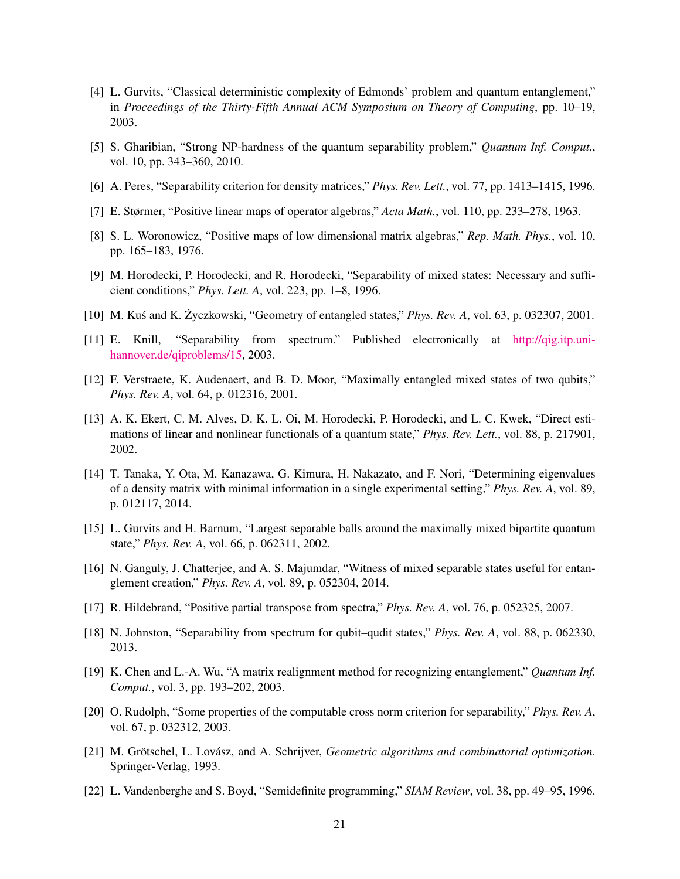[4] L. Gurvits, "Classical deterministic complexity of Edmonds' problem and quantum entanglement," in *Proceedings of the Thirty-Fifth Annual ACM Symposium on Theory of Computing*, pp. 10–19, 2003.

[5] S. Gharibian, "Strong NP-hardness of the quantum separability problem," *Quantum Inf. Comput.*, vol. 10, pp. 343–360, 2010.

[6] A. Peres, "Separability criterion for density matrices," *Phys. Rev. Lett.*, vol. 77, pp. 1413–1415, 1996.

[7] E. Størmer, "Positive linear maps of operator algebras," *Acta Math.*, vol. 110, pp. 233–278, 1963.

[8] S. L. Woronowicz, "Positive maps of low dimensional matrix algebras," *Rep. Math. Phys.*, vol. 10, pp. 165–183, 1976.

[9] M. Horodecki, P. Horodecki, and R. Horodecki, "Separability of mixed states: Necessary and sufficient conditions," *Phys. Lett. A*, vol. 223, pp. 1–8, 1996.

[10] M. Kuś and K. Życzkowski, "Geometry of entangled states," *Phys. Rev. A*, vol. 63, p. 032307, 2001.

[11] E. Knill, "Separability from spectrum." Published electronically at http://qig.itp.uni-hannover.de/qiproblems/15, 2003.

[12] F. Verstraete, K. Audenaert, and B. D. Moor, "Maximally entangled mixed states of two qubits," *Phys. Rev. A*, vol. 64, p. 012316, 2001.

[13] A. K. Ekert, C. M. Alves, D. K. L. Oi, M. Horodecki, P. Horodecki, and L. C. Kwek, "Direct estimations of linear and nonlinear functionals of a quantum state," *Phys. Rev. Lett.*, vol. 88, p. 217901, 2002.

[14] T. Tanaka, Y. Ota, M. Kanazawa, G. Kimura, H. Nakazato, and F. Nori, "Determining eigenvalues of a density matrix with minimal information in a single experimental setting," *Phys. Rev. A*, vol. 89, p. 012117, 2014.

[15] L. Gurvits and H. Barnum, "Largest separable balls around the maximally mixed bipartite quantum state," *Phys. Rev. A*, vol. 66, p. 062311, 2002.

[16] N. Ganguly, J. Chatterjee, and A. S. Majumdar, "Witness of mixed separable states useful for entanglement creation," *Phys. Rev. A*, vol. 89, p. 052304, 2014.

[17] R. Hildebrand, "Positive partial transpose from spectra," *Phys. Rev. A*, vol. 76, p. 052325, 2007.

[18] N. Johnston, "Separability from spectrum for qubit–qudit states," *Phys. Rev. A*, vol. 88, p. 062330, 2013.

[19] K. Chen and L.-A. Wu, "A matrix realignment method for recognizing entanglement," *Quantum Inf. Comput.*, vol. 3, pp. 193–202, 2003.

[20] O. Rudolph, "Some properties of the computable cross norm criterion for separability," *Phys. Rev. A*, vol. 67, p. 032312, 2003.

[21] M. Grötschel, L. Lovász, and A. Schrijver, *Geometric algorithms and combinatorial optimization*. Springer-Verlag, 1993.

[22] L. Vandenberghe and S. Boyd, "Semidefinite programming," *SIAM Review*, vol. 38, pp. 49–95, 1996.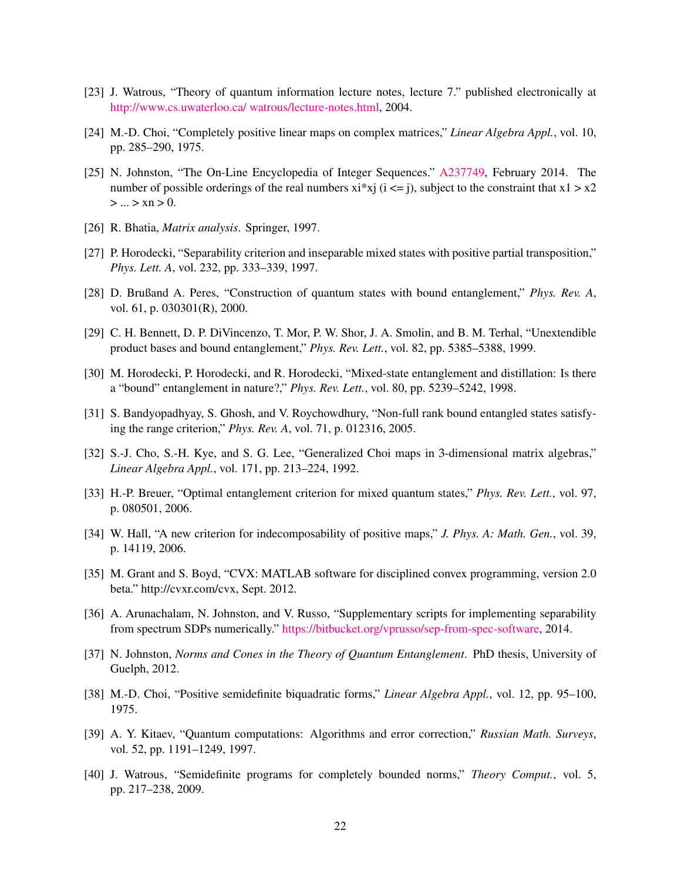[23] J. Watrous, "Theory of quantum information lecture notes, lecture 7." published electronically at http://www.cs.uwaterloo.ca/ watrous/lecture-notes.html, 2004.

[24] M.-D. Choi, "Completely positive linear maps on complex matrices," *Linear Algebra Appl.*, vol. 10, pp. 285–290, 1975.

[25] N. Johnston, "The On-Line Encyclopedia of Integer Sequences." A237749, February 2014. The number of possible orderings of the real numbers xi*xj (i <= j), subject to the constraint that x1 > x2 > ... > xn > 0.

[26] R. Bhatia, *Matrix analysis*. Springer, 1997.

[27] P. Horodecki, "Separability criterion and inseparable mixed states with positive partial transposition," *Phys. Lett. A*, vol. 232, pp. 333–339, 1997.

[28] D. Brußand A. Peres, "Construction of quantum states with bound entanglement," *Phys. Rev. A*, vol. 61, p. 030301(R), 2000.

[29] C. H. Bennett, D. P. DiVincenzo, T. Mor, P. W. Shor, J. A. Smolin, and B. M. Terhal, "Unextendible product bases and bound entanglement," *Phys. Rev. Lett.*, vol. 82, pp. 5385–5388, 1999.

[30] M. Horodecki, P. Horodecki, and R. Horodecki, "Mixed-state entanglement and distillation: Is there a "bound" entanglement in nature?," *Phys. Rev. Lett.*, vol. 80, pp. 5239–5242, 1998.

[31] S. Bandyopadhyay, S. Ghosh, and V. Roychowdhury, "Non-full rank bound entangled states satisfying the range criterion," *Phys. Rev. A*, vol. 71, p. 012316, 2005.

[32] S.-J. Cho, S.-H. Kye, and S. G. Lee, "Generalized Choi maps in 3-dimensional matrix algebras," *Linear Algebra Appl.*, vol. 171, pp. 213–224, 1992.

[33] H.-P. Breuer, "Optimal entanglement criterion for mixed quantum states," *Phys. Rev. Lett.*, vol. 97, p. 080501, 2006.

[34] W. Hall, "A new criterion for indecomposability of positive maps," *J. Phys. A: Math. Gen.*, vol. 39, p. 14119, 2006.

[35] M. Grant and S. Boyd, "CVX: MATLAB software for disciplined convex programming, version 2.0 beta." http://cvxr.com/cvx, Sept. 2012.

[36] A. Arunachalam, N. Johnston, and V. Russo, "Supplementary scripts for implementing separability from spectrum SDPs numerically." https://bitbucket.org/vprusso/sep-from-spec-software, 2014.

[37] N. Johnston, *Norms and Cones in the Theory of Quantum Entanglement*. PhD thesis, University of Guelph, 2012.

[38] M.-D. Choi, "Positive semidefinite biquadratic forms," *Linear Algebra Appl.*, vol. 12, pp. 95–100, 1975.

[39] A. Y. Kitaev, "Quantum computations: Algorithms and error correction," *Russian Math. Surveys*, vol. 52, pp. 1191–1249, 1997.

[40] J. Watrous, "Semidefinite programs for completely bounded norms," *Theory Comput.*, vol. 5, pp. 217–238, 2009.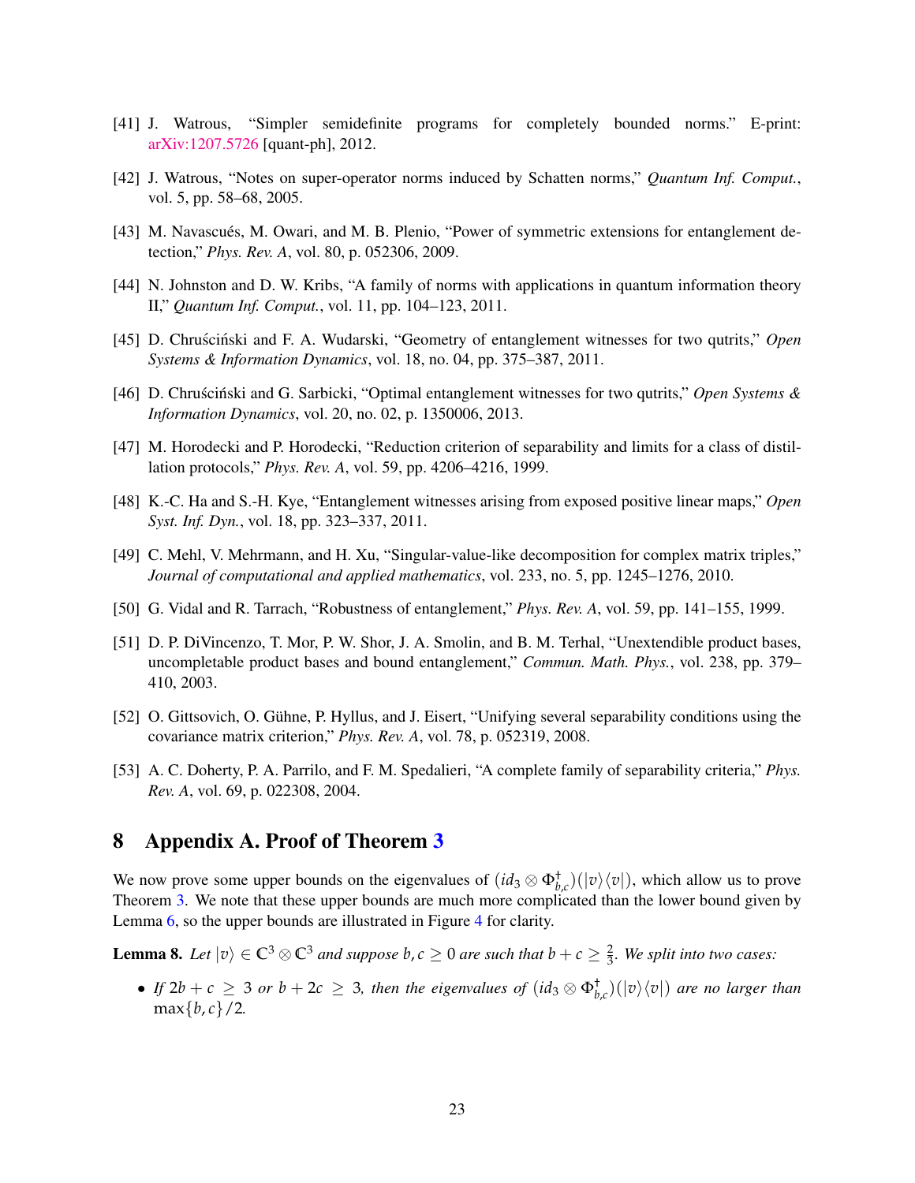[41] J. Watrous, "Simpler semidefinite programs for completely bounded norms." E-print: arXiv:1207.5726 [quant-ph], 2012.

[42] J. Watrous, "Notes on super-operator norms induced by Schatten norms," *Quantum Inf. Comput.*, vol. 5, pp. 58–68, 2005.

[43] M. Navascués, M. Owari, and M. B. Plenio, "Power of symmetric extensions for entanglement detection," *Phys. Rev. A*, vol. 80, p. 052306, 2009.

[44] N. Johnston and D. W. Kribs, "A family of norms with applications in quantum information theory II," *Quantum Inf. Comput.*, vol. 11, pp. 104–123, 2011.

[45] D. Chruściński and F. A. Wudarski, "Geometry of entanglement witnesses for two qutrits," *Open Systems & Information Dynamics*, vol. 18, no. 04, pp. 375–387, 2011.

[46] D. Chruściński and G. Sarbicki, "Optimal entanglement witnesses for two qutrits," *Open Systems & Information Dynamics*, vol. 20, no. 02, p. 1350006, 2013.

[47] M. Horodecki and P. Horodecki, "Reduction criterion of separability and limits for a class of distillation protocols," *Phys. Rev. A*, vol. 59, pp. 4206–4216, 1999.

[48] K.-C. Ha and S.-H. Kye, "Entanglement witnesses arising from exposed positive linear maps," *Open Syst. Inf. Dyn.*, vol. 18, pp. 323–337, 2011.

[49] C. Mehl, V. Mehrmann, and H. Xu, "Singular-value-like decomposition for complex matrix triples," *Journal of computational and applied mathematics*, vol. 233, no. 5, pp. 1245–1276, 2010.

[50] G. Vidal and R. Tarrach, "Robustness of entanglement," *Phys. Rev. A*, vol. 59, pp. 141–155, 1999.

[51] D. P. DiVincenzo, T. Mor, P. W. Shor, J. A. Smolin, and B. M. Terhal, "Unextendible product bases, uncompletable product bases and bound entanglement," *Commun. Math. Phys.*, vol. 238, pp. 379–410, 2003.

[52] O. Gittsovich, O. Gühne, P. Hyllus, and J. Eisert, "Unifying several separability conditions using the covariance matrix criterion," *Phys. Rev. A*, vol. 78, p. 052319, 2008.

[53] A. C. Doherty, P. A. Parrilo, and F. M. Spedalieri, "A complete family of separability criteria," *Phys. Rev. A*, vol. 69, p. 022308, 2004.

# 8 Appendix A. Proof of Theorem 3

We now prove some upper bounds on the eigenvalues of $(id_3 \otimes \Phi_{b,c}^\dagger)(|v\rangle\langle v|)$, which allow us to prove Theorem 3. We note that these upper bounds are much more complicated than the lower bound given by Lemma 6, so the upper bounds are illustrated in Figure 4 for clarity.

**Lemma 8.** *Let $|v\rangle \in \mathbb{C}^3 \otimes \mathbb{C}^3$ and suppose $b, c \geq 0$ are such that $b + c \geq \frac{2}{3}$. We split into two cases:*

- *If $2b + c \geq 3$ or $b + 2c \geq 3$, then the eigenvalues of $(id_3 \otimes \Phi_{b,c}^\dagger)(|v\rangle\langle v|)$ are no larger than $\max\{b, c\}/2$.*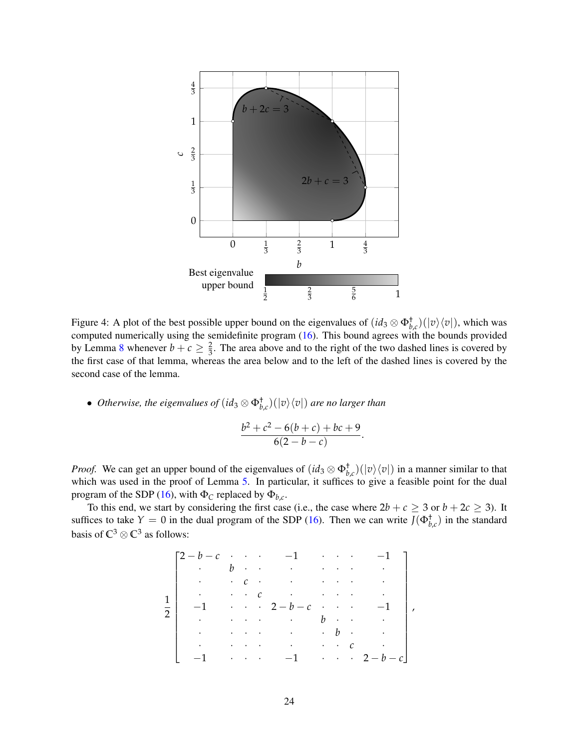Figure 4: A plot of the best possible upper bound on the eigenvalues of $(id_3 \otimes \Phi_{b,c}^\dagger)(|v\rangle\langle v|)$, which was computed numerically using the semidefinite program (16). This bound agrees with the bounds provided by Lemma 8 whenever $b + c \geq \frac{2}{3}$. The area above and to the right of the two dashed lines is covered by the first case of that lemma, whereas the area below and to the left of the dashed lines is covered by the second case of the lemma.

- *Otherwise, the eigenvalues of* $(id_3 \otimes \Phi_{b,c}^\dagger)(|v\rangle\langle v|)$ *are no larger than*

$$\frac{b^2 + c^2 - 6(b+c) + bc + 9}{6(2-b-c)}.$$

*Proof.* We can get an upper bound of the eigenvalues of $(id_3 \otimes \Phi_{b,c}^\dagger)(|v\rangle\langle v|)$ in a manner similar to that which was used in the proof of Lemma 5. In particular, it suffices to give a feasible point for the dual program of the SDP (16), with $\Phi_C$ replaced by $\Phi_{b,c}$.

To this end, we start by considering the first case (i.e., the case where $2b + c \geq 3$ or $b + 2c \geq 3$). It suffices to take $Y = 0$ in the dual program of the SDP (16). Then we can write $J(\Phi_{b,c}^\dagger)$ in the standard basis of $\mathbb{C}^3 \otimes \mathbb{C}^3$ as follows:

$$\frac{1}{2}\begin{bmatrix}
2-b-c & \cdot & \cdot & \cdot & -1 & \cdot & \cdot & \cdot & -1 \\
\cdot & b & \cdot & \cdot & \cdot & \cdot & \cdot & \cdot & \cdot \\
\cdot & \cdot & c & \cdot & \cdot & \cdot & \cdot & \cdot & \cdot \\
\cdot & \cdot & \cdot & c & \cdot & \cdot & \cdot & \cdot & \cdot \\
-1 & \cdot & \cdot & \cdot & 2-b-c & \cdot & \cdot & \cdot & -1 \\
\cdot & \cdot & \cdot & \cdot & \cdot & b & \cdot & \cdot & \cdot \\
\cdot & \cdot & \cdot & \cdot & \cdot & \cdot & b & \cdot & \cdot \\
\cdot & \cdot & \cdot & \cdot & \cdot & \cdot & \cdot & c & \cdot \\
-1 & \cdot & \cdot & \cdot & -1 & \cdot & \cdot & \cdot & 2-b-c
\end{bmatrix},$$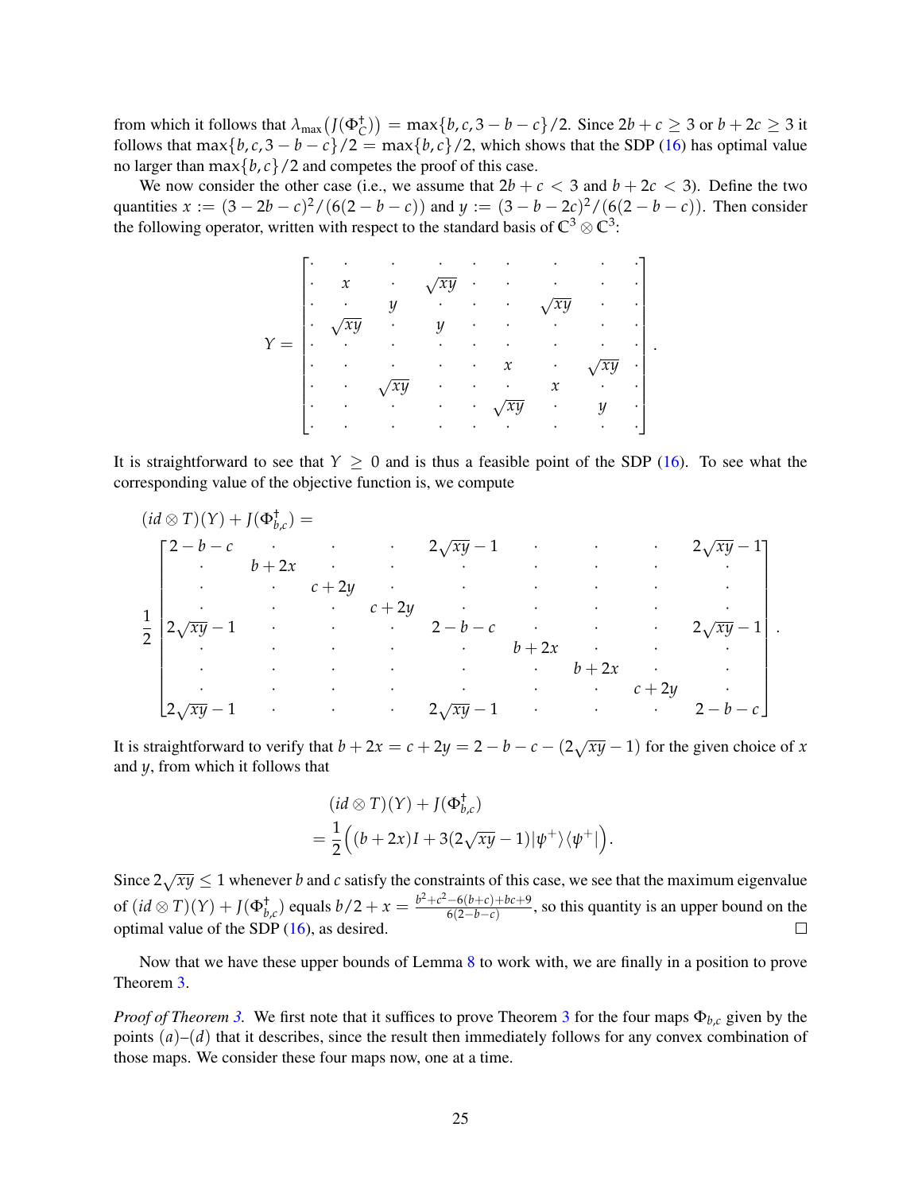from which it follows that $\lambda_{\max}\big(J(\Phi_C^\dagger)\big) = \max\{b, c, 3-b-c\}/2$. Since $2b+c \geq 3$ or $b+2c \geq 3$ it follows that $\max\{b,c,3-b-c\}/2 = \max\{b,c\}/2$, which shows that the SDP (16) has optimal value no larger than $\max\{b,c\}/2$ and competes the proof of this case.

We now consider the other case (i.e., we assume that $2b+c < 3$ and $b+2c < 3$). Define the two quantities $x := (3-2b-c)^2/(6(2-b-c))$ and $y := (3-b-2c)^2/(6(2-b-c))$. Then consider the following operator, written with respect to the standard basis of $\mathbb{C}^3 \otimes \mathbb{C}^3$:

$$
Y = \begin{bmatrix}
\cdot & \cdot & \cdot & \cdot & \cdot & \cdot & \cdot & \cdot & \cdot \\
\cdot & x & \cdot & \sqrt{xy} & \cdot & \cdot & \cdot & \cdot & \cdot \\
\cdot & \cdot & y & \cdot & \cdot & \cdot & \sqrt{xy} & \cdot & \cdot \\
\cdot & \sqrt{xy} & \cdot & y & \cdot & \cdot & \cdot & \cdot & \cdot \\
\cdot & \cdot & \cdot & \cdot & \cdot & \cdot & \cdot & \cdot & \cdot \\
\cdot & \cdot & \cdot & \cdot & \cdot & x & \cdot & \sqrt{xy} & \cdot \\
\cdot & \cdot & \sqrt{xy} & \cdot & \cdot & \cdot & x & \cdot & \cdot \\
\cdot & \cdot & \cdot & \cdot & \cdot & \sqrt{xy} & \cdot & y & \cdot \\
\cdot & \cdot & \cdot & \cdot & \cdot & \cdot & \cdot & \cdot & \cdot
\end{bmatrix}.
$$

It is straightforward to see that $Y \geq 0$ and is thus a feasible point of the SDP (16). To see what the corresponding value of the objective function is, we compute

$$
(id \otimes T)(Y) + J(\Phi_{b,c}^\dagger) =
$$

$$
\frac{1}{2}\begin{bmatrix}
2-b-c & \cdot & \cdot & \cdot & 2\sqrt{xy}-1 & \cdot & \cdot & \cdot & 2\sqrt{xy}-1 \\
\cdot & b+2x & \cdot & \cdot & \cdot & \cdot & \cdot & \cdot & \cdot \\
\cdot & \cdot & c+2y & \cdot & \cdot & \cdot & \cdot & \cdot & \cdot \\
\cdot & \cdot & \cdot & c+2y & \cdot & \cdot & \cdot & \cdot & \cdot \\
2\sqrt{xy}-1 & \cdot & \cdot & \cdot & 2-b-c & \cdot & \cdot & \cdot & 2\sqrt{xy}-1 \\
\cdot & \cdot & \cdot & \cdot & \cdot & b+2x & \cdot & \cdot & \cdot \\
\cdot & \cdot & \cdot & \cdot & \cdot & \cdot & b+2x & \cdot & \cdot \\
\cdot & \cdot & \cdot & \cdot & \cdot & \cdot & \cdot & c+2y & \cdot \\
2\sqrt{xy}-1 & \cdot & \cdot & \cdot & 2\sqrt{xy}-1 & \cdot & \cdot & \cdot & 2-b-c
\end{bmatrix}.
$$

It is straightforward to verify that $b+2x = c+2y = 2-b-c-(2\sqrt{xy}-1)$ for the given choice of $x$ and $y$, from which it follows that

$$
\begin{aligned}
&(id \otimes T)(Y) + J(\Phi_{b,c}^\dagger) \\
&= \frac{1}{2}\Big((b+2x)I + 3(2\sqrt{xy}-1)|\psi^+\rangle\langle\psi^+|\Big).
\end{aligned}
$$

Since $2\sqrt{xy} \leq 1$ whenever $b$ and $c$ satisfy the constraints of this case, we see that the maximum eigenvalue of $(id \otimes T)(Y) + J(\Phi_{b,c}^\dagger)$ equals $b/2 + x = \frac{b^2+c^2-6(b+c)+bc+9}{6(2-b-c)}$, so this quantity is an upper bound on the optimal value of the SDP (16), as desired. $\square$

Now that we have these upper bounds of Lemma 8 to work with, we are finally in a position to prove Theorem 3.

*Proof of Theorem 3.* We first note that it suffices to prove Theorem 3 for the four maps $\Phi_{b,c}$ given by the points $(a)$–$(d)$ that it describes, since the result then immediately follows for any convex combination of those maps. We consider these four maps now, one at a time.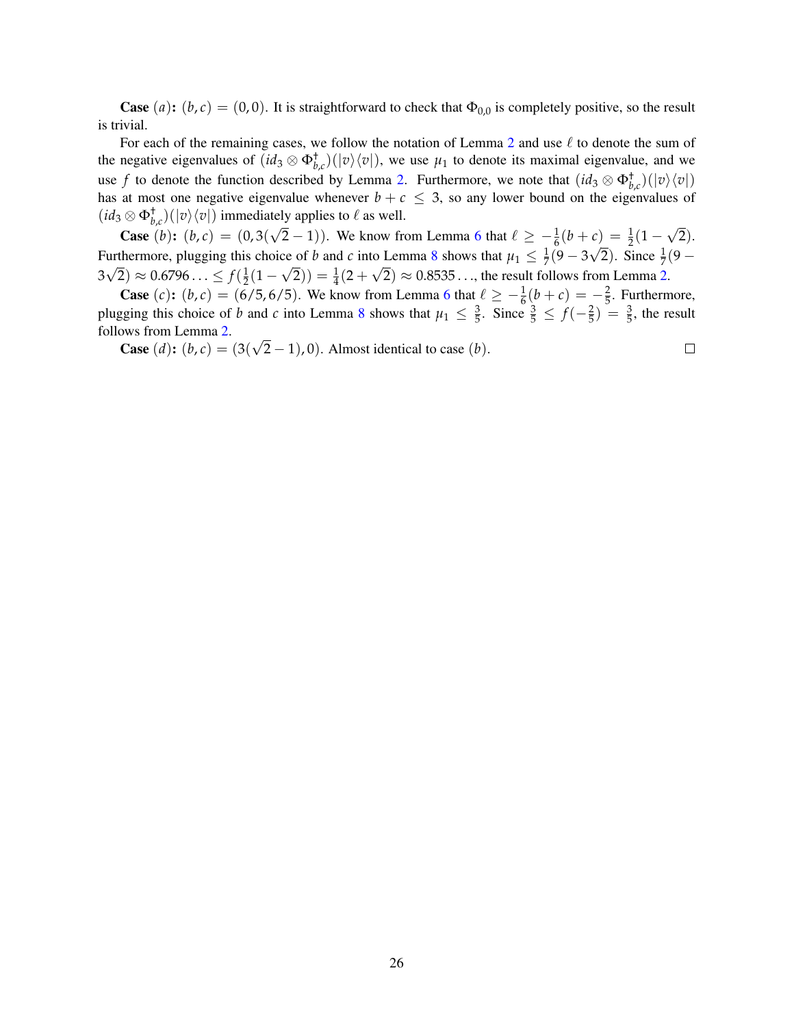**Case** $(a)$**:** $(b,c) = (0,0)$. It is straightforward to check that $\Phi_{0,0}$ is completely positive, so the result is trivial.

For each of the remaining cases, we follow the notation of Lemma 2 and use $\ell$ to denote the sum of the negative eigenvalues of $(id_3 \otimes \Phi_{b,c}^\dagger)(|v\rangle\langle v|)$, we use $\mu_1$ to denote its maximal eigenvalue, and we use $f$ to denote the function described by Lemma 2. Furthermore, we note that $(id_3 \otimes \Phi_{b,c}^\dagger)(|v\rangle\langle v|)$ has at most one negative eigenvalue whenever $b + c \leq 3$, so any lower bound on the eigenvalues of $(id_3 \otimes \Phi_{b,c}^\dagger)(|v\rangle\langle v|)$ immediately applies to $\ell$ as well.

**Case** $(b)$**:** $(b,c) = (0, 3(\sqrt{2}-1))$. We know from Lemma 6 that $\ell \geq -\frac{1}{6}(b+c) = \frac{1}{2}(1-\sqrt{2})$. Furthermore, plugging this choice of $b$ and $c$ into Lemma 8 shows that $\mu_1 \leq \frac{1}{7}(9-3\sqrt{2})$. Since $\frac{1}{7}(9-3\sqrt{2}) \approx 0.6796\ldots \leq f(\frac{1}{2}(1-\sqrt{2})) = \frac{1}{4}(2+\sqrt{2}) \approx 0.8535\ldots$, the result follows from Lemma 2.

**Case** $(c)$**:** $(b,c) = (6/5, 6/5)$. We know from Lemma 6 that $\ell \geq -\frac{1}{6}(b+c) = -\frac{2}{5}$. Furthermore, plugging this choice of $b$ and $c$ into Lemma 8 shows that $\mu_1 \leq \frac{3}{5}$. Since $\frac{3}{5} \leq f(-\frac{2}{5}) = \frac{3}{5}$, the result follows from Lemma 2.

**Case** $(d)$**:** $(b,c) = (3(\sqrt{2}-1), 0)$. Almost identical to case $(b)$. □